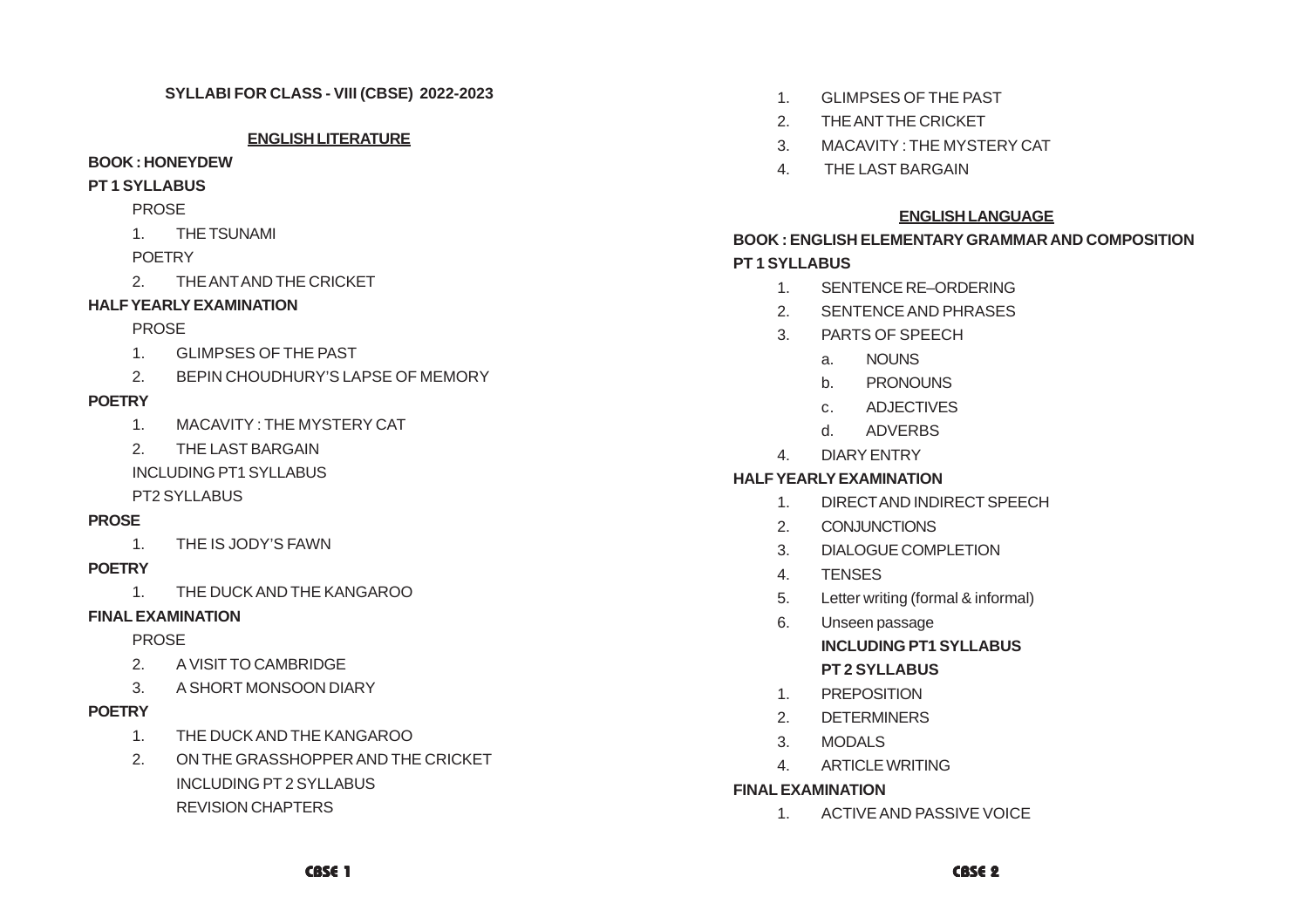# SYLLABI FOR CLASS - VIII (CBSE) 2022-2023

## ENGLISH LITERATURE

**BOOK : HONEYDEW**

**PT 1 SYLLABUS**

PROSE

1. THE TSUNAMI

POETRY

2. THE ANT AND THE CRICKET

**HALF YEARLY EXAMINATION**

PROSE

1. GLIMPSES OF THE PAST
2. BEPIN CHOUDHURY'S LAPSE OF MEMORY

**POETRY**

1. MACAVITY : THE MYSTERY CAT
2. THE LAST BARGAIN

INCLUDING PT1 SYLLABUS

PT2 SYLLABUS

**PROSE**

1. THE IS JODY'S FAWN

**POETRY**

1. THE DUCK AND THE KANGAROO

**FINAL EXAMINATION**

PROSE

2. A VISIT TO CAMBRIDGE
3. A SHORT MONSOON DIARY

**POETRY**

1. THE DUCK AND THE KANGAROO
2. ON THE GRASSHOPPER AND THE CRICKET
   INCLUDING PT 2 SYLLABUS
   REVISION CHAPTERS

1. GLIMPSES OF THE PAST
2. THE ANT THE CRICKET
3. MACAVITY : THE MYSTERY CAT
4. THE LAST BARGAIN

## ENGLISH LANGUAGE

**BOOK : ENGLISH ELEMENTARY GRAMMAR AND COMPOSITION**

**PT 1 SYLLABUS**

1. SENTENCE RE–ORDERING
2. SENTENCE AND PHRASES
3. PARTS OF SPEECH
   a. NOUNS
   b. PRONOUNS
   c. ADJECTIVES
   d. ADVERBS
4. DIARY ENTRY

**HALF YEARLY EXAMINATION**

1. DIRECT AND INDIRECT SPEECH
2. CONJUNCTIONS
3. DIALOGUE COMPLETION
4. TENSES
5. Letter writing (formal & informal)
6. Unseen passage

   **INCLUDING PT1 SYLLABUS**

   **PT 2 SYLLABUS**

1. PREPOSITION
2. DETERMINERS
3. MODALS
4. ARTICLE WRITING

**FINAL EXAMINATION**

1. ACTIVE AND PASSIVE VOICE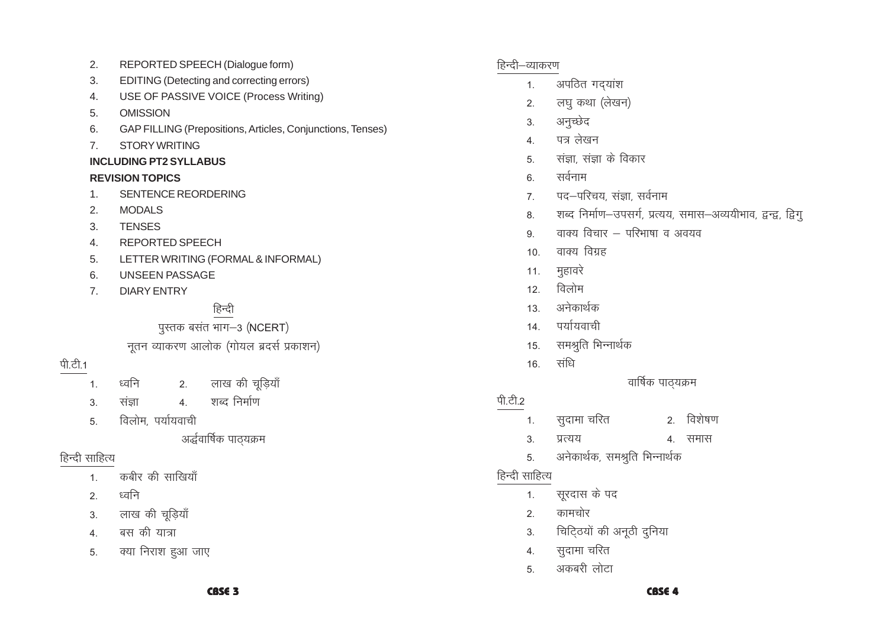2. REPORTED SPEECH (Dialogue form)
3. EDITING (Detecting and correcting errors)
4. USE OF PASSIVE VOICE (Process Writing)
5. OMISSION
6. GAP FILLING (Prepositions, Articles, Conjunctions, Tenses)
7. STORY WRITING

**INCLUDING PT2 SYLLABUS**

**REVISION TOPICS**

1. SENTENCE REORDERING
2. MODALS
3. TENSES
4. REPORTED SPEECH
5. LETTER WRITING (FORMAL & INFORMAL)
6. UNSEEN PASSAGE
7. DIARY ENTRY

## हिन्दी

पुस्तक बसंत भाग–3 (NCERT)

नूतन व्याकरण आलोक (गोयल ब्रदर्स प्रकाशन)

### पी.टी.1

1. ध्वनि
2. लाख की चूड़ियाँ
3. संज्ञा
4. शब्द निर्माण
5. विलोम, पर्यायवाची

### अर्द्धवार्षिक पाठ्यक्रम

### हिन्दी साहित्य

1. कबीर की साखियाँ
2. ध्वनि
3. लाख की चूड़ियाँ
4. बस की यात्रा
5. क्या निराश हुआ जाए

### हिन्दी–व्याकरण

1. अपठित गद्यांश
2. लघु कथा (लेखन)
3. अनुच्छेद
4. पत्र लेखन
5. संज्ञा, संज्ञा के विकार
6. सर्वनाम
7. पद–परिचय, संज्ञा, सर्वनाम
8. शब्द निर्माण–उपसर्ग, प्रत्यय, समास–अव्ययीभाव, द्वन्द्व, द्विगु
9. वाक्य विचार – परिभाषा व अवयव
10. वाक्य विग्रह
11. मुहावरे
12. विलोम
13. अनेकार्थक
14. पर्यायवाची
15. समश्रुति भिन्नार्थक
16. संधि

### वार्षिक पाठ्यक्रम

### पी.टी.2

1. सुदामा चरित
2. विशेषण
3. प्रत्यय
4. समास
5. अनेकार्थक, समश्रुति भिन्नार्थक

### हिन्दी साहित्य

1. सूरदास के पद
2. कामचोर
3. चिट्ठियों की अनूठी दुनिया
4. सुदामा चरित
5. अकबरी लोटा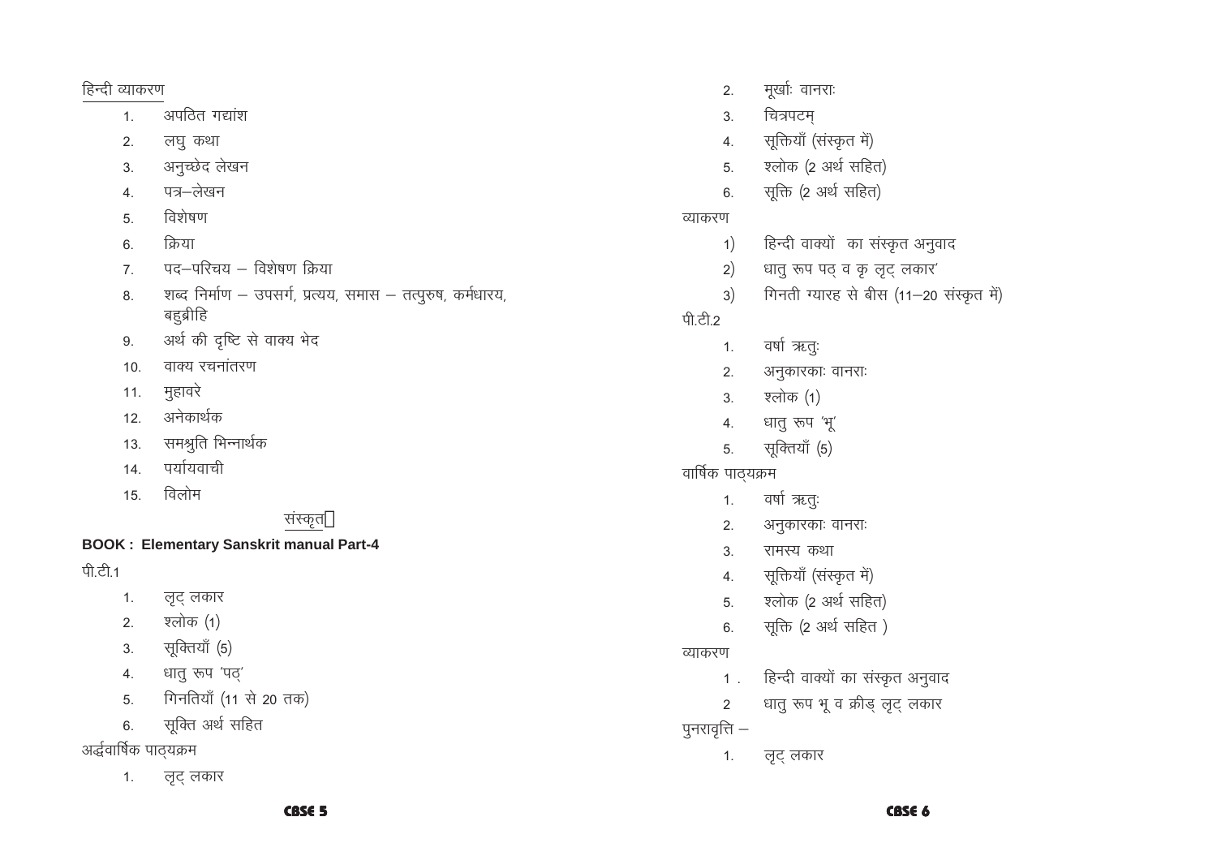## हिन्दी व्याकरण

1. अपठित गद्यांश
2. लघु कथा
3. अनुच्छेद लेखन
4. पत्र–लेखन
5. विशेषण
6. क्रिया
7. पद–परिचय – विशेषण क्रिया
8. शब्द निर्माण – उपसर्ग, प्रत्यय, समास – तत्पुरुष, कर्मधारय, बहुब्रीहि
9. अर्थ की दृष्टि से वाक्य भेद
10. वाक्य रचनांतरण
11. मुहावरे
12. अनेकार्थक
13. समश्रुति भिन्नार्थक
14. पर्यायवाची
15. विलोम

## संस्कृत

**BOOK : Elementary Sanskrit manual Part-4**

पी.टी.1

1. लृट् लकार
2. श्लोक (1)
3. सूक्तियाँ (5)
4. धातु रूप 'पठ्'
5. गिनतियाँ (11 से 20 तक)
6. सूक्ति अर्थ सहित

अर्द्धवार्षिक पाठ्यक्रम

1. लृट् लकार
2. मूर्खाः वानराः
3. चित्रपटम्
4. सूक्तियाँ (संस्कृत में)
5. श्लोक (2 अर्थ सहित)
6. सूक्ति (2 अर्थ सहित)

व्याकरण

1) हिन्दी वाक्यों का संस्कृत अनुवाद
2) धातु रूप पठ् व कृ लृट् लकार'
3) गिनती ग्यारह से बीस (11–20 संस्कृत में)

पी.टी.2

1. वर्षा ऋतुः
2. अनुकारकाः वानराः
3. श्लोक (1)
4. धातु रूप 'भू'
5. सूक्तियाँ (5)

वार्षिक पाठ्यक्रम

1. वर्षा ऋतुः
2. अनुकारकाः वानराः
3. रामस्य कथा
4. सूक्तियाँ (संस्कृत में)
5. श्लोक (2 अर्थ सहित)
6. सूक्ति (2 अर्थ सहित )

व्याकरण

1. हिन्दी वाक्यों का संस्कृत अनुवाद
2. धातु रूप भू व क्रीड् लृट् लकार

पुनरावृत्ति –

1. लृट् लकार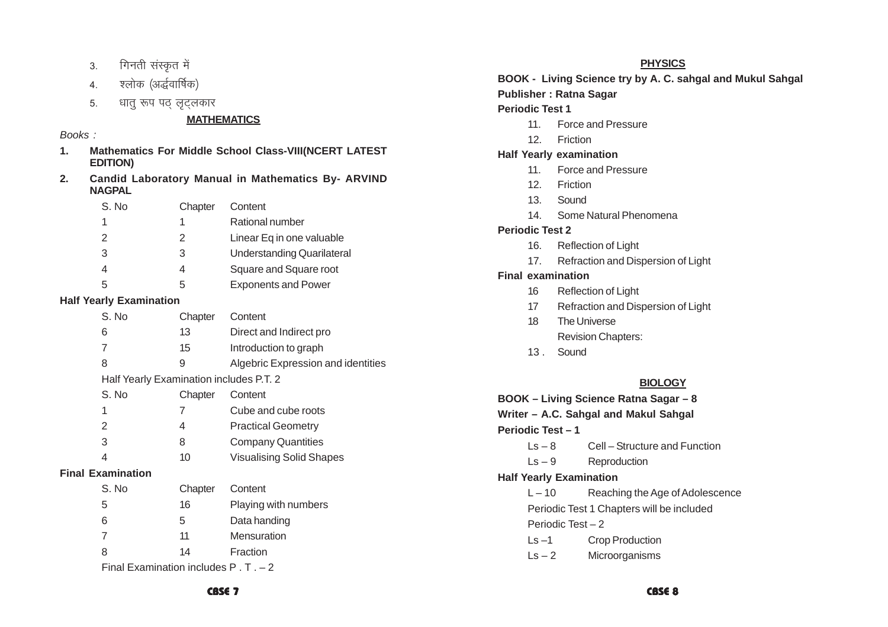3. गिनती संस्कृत में
4. श्लोक (अर्द्धवार्षिक)
5. धातु रूप पठ् लृट्लकार

## MATHEMATICS

*Books :*

1. **Mathematics For Middle School Class-VIII(NCERT LATEST EDITION)**
2. **Candid Laboratory Manual in Mathematics By- ARVIND NAGPAL**

| S. No | Chapter | Content |
|---|---|---|
| 1 | 1 | Rational number |
| 2 | 2 | Linear Eq in one valuable |
| 3 | 3 | Understanding Quarilateral |
| 4 | 4 | Square and Square root |
| 5 | 5 | Exponents and Power |

**Half Yearly Examination**

| S. No | Chapter | Content |
|---|---|---|
| 6 | 13 | Direct and Indirect pro |
| 7 | 15 | Introduction to graph |
| 8 | 9 | Algebric Expression and identities |

Half Yearly Examination includes P.T. 2

| S. No | Chapter | Content |
|---|---|---|
| 1 | 7 | Cube and cube roots |
| 2 | 4 | Practical Geometry |
| 3 | 8 | Company Quantities |
| 4 | 10 | Visualising Solid Shapes |

**Final Examination**

| S. No | Chapter | Content |
|---|---|---|
| 5 | 16 | Playing with numbers |
| 6 | 5 | Data handing |
| 7 | 11 | Mensuration |
| 8 | 14 | Fraction |

Final Examination includes P . T . – 2

## PHYSICS

**BOOK - Living Science try by A. C. sahgal and Mukul Sahgal**

**Publisher : Ratna Sagar**

**Periodic Test 1**

11. Force and Pressure
12. Friction

**Half Yearly examination**

11. Force and Pressure
12. Friction
13. Sound
14. Some Natural Phenomena

**Periodic Test 2**

16. Reflection of Light
17. Refraction and Dispersion of Light

**Final examination**

16 Reflection of Light
17 Refraction and Dispersion of Light
18 The Universe

Revision Chapters:

13 . Sound

## BIOLOGY

**BOOK – Living Science Ratna Sagar – 8**

**Writer – A.C. Sahgal and Makul Sahgal**

**Periodic Test – 1**

Ls – 8 Cell – Structure and Function
Ls – 9 Reproduction

**Half Yearly Examination**

L – 10 Reaching the Age of Adolescence

Periodic Test 1 Chapters will be included

Periodic Test – 2

Ls –1 Crop Production
Ls – 2 Microorganisms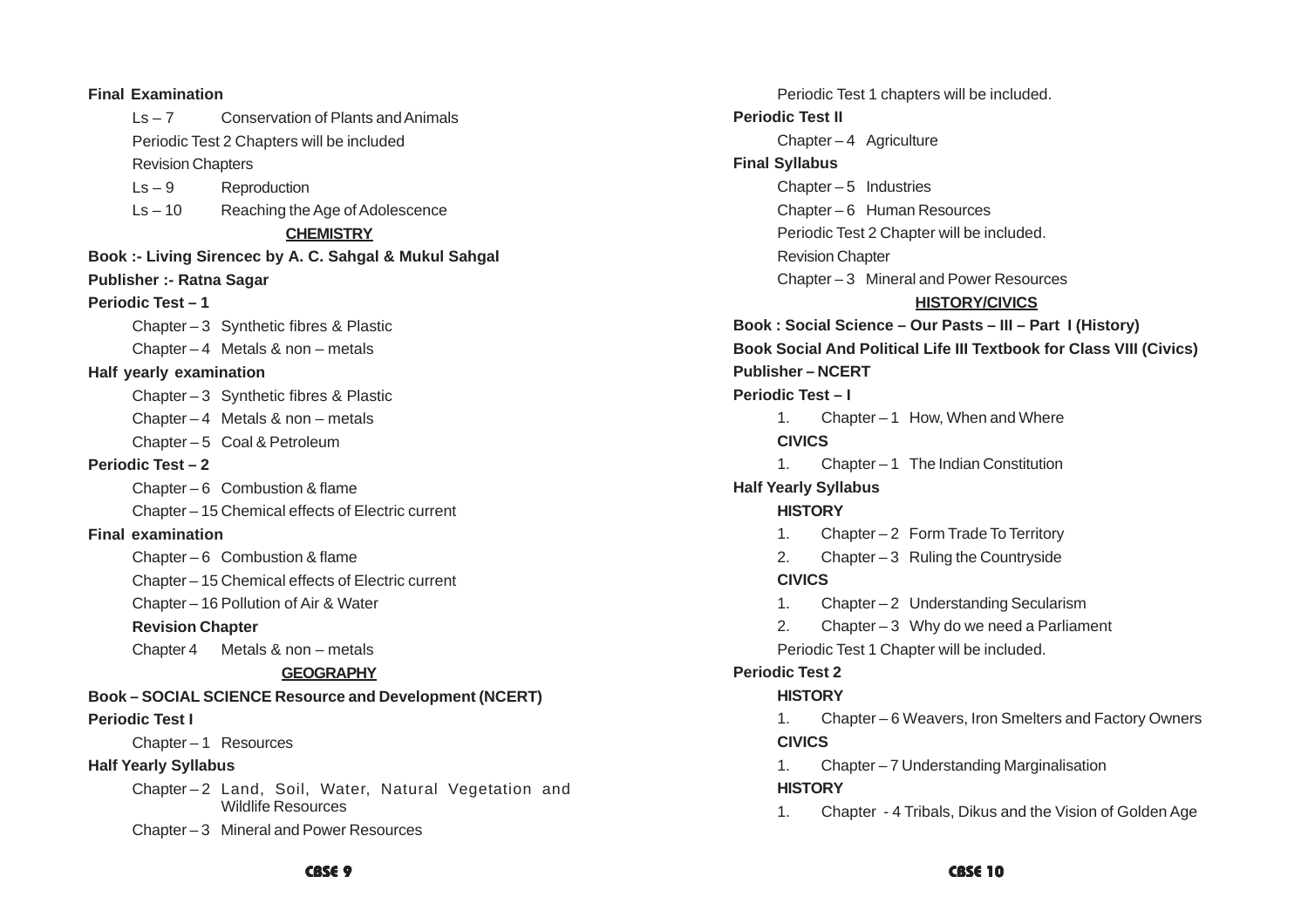**Final Examination**

Ls – 7 Conservation of Plants and Animals

Periodic Test 2 Chapters will be included

Revision Chapters

Ls – 9 Reproduction

Ls – 10 Reaching the Age of Adolescence

**CHEMISTRY**

**Book :- Living Sirencec by A. C. Sahgal & Mukul Sahgal**

**Publisher :- Ratna Sagar**

**Periodic Test – 1**

Chapter – 3 Synthetic fibres & Plastic

Chapter – 4 Metals & non – metals

**Half yearly examination**

Chapter – 3 Synthetic fibres & Plastic

Chapter – 4 Metals & non – metals

Chapter – 5 Coal & Petroleum

**Periodic Test – 2**

Chapter – 6 Combustion & flame

Chapter – 15 Chemical effects of Electric current

**Final examination**

Chapter – 6 Combustion & flame

Chapter – 15 Chemical effects of Electric current

Chapter – 16 Pollution of Air & Water

**Revision Chapter**

Chapter 4 Metals & non – metals

**GEOGRAPHY**

**Book – SOCIAL SCIENCE Resource and Development (NCERT)**

**Periodic Test I**

Chapter – 1 Resources

**Half Yearly Syllabus**

Chapter – 2 Land, Soil, Water, Natural Vegetation and Wildlife Resources

Chapter – 3 Mineral and Power Resources

Periodic Test 1 chapters will be included.

**Periodic Test II**

Chapter – 4 Agriculture

**Final Syllabus**

Chapter – 5 Industries

Chapter – 6 Human Resources

Periodic Test 2 Chapter will be included.

Revision Chapter

Chapter – 3 Mineral and Power Resources

**HISTORY/CIVICS**

**Book : Social Science – Our Pasts – III – Part I (History)**

**Book Social And Political Life III Textbook for Class VIII (Civics)**

**Publisher – NCERT**

**Periodic Test – I**

1. Chapter – 1 How, When and Where

**CIVICS**

1. Chapter – 1 The Indian Constitution

**Half Yearly Syllabus**

**HISTORY**

1. Chapter – 2 Form Trade To Territory
2. Chapter – 3 Ruling the Countryside

**CIVICS**

1. Chapter – 2 Understanding Secularism
2. Chapter – 3 Why do we need a Parliament

Periodic Test 1 Chapter will be included.

**Periodic Test 2**

**HISTORY**

1. Chapter – 6 Weavers, Iron Smelters and Factory Owners

**CIVICS**

1. Chapter – 7 Understanding Marginalisation

**HISTORY**

1. Chapter - 4 Tribals, Dikus and the Vision of Golden Age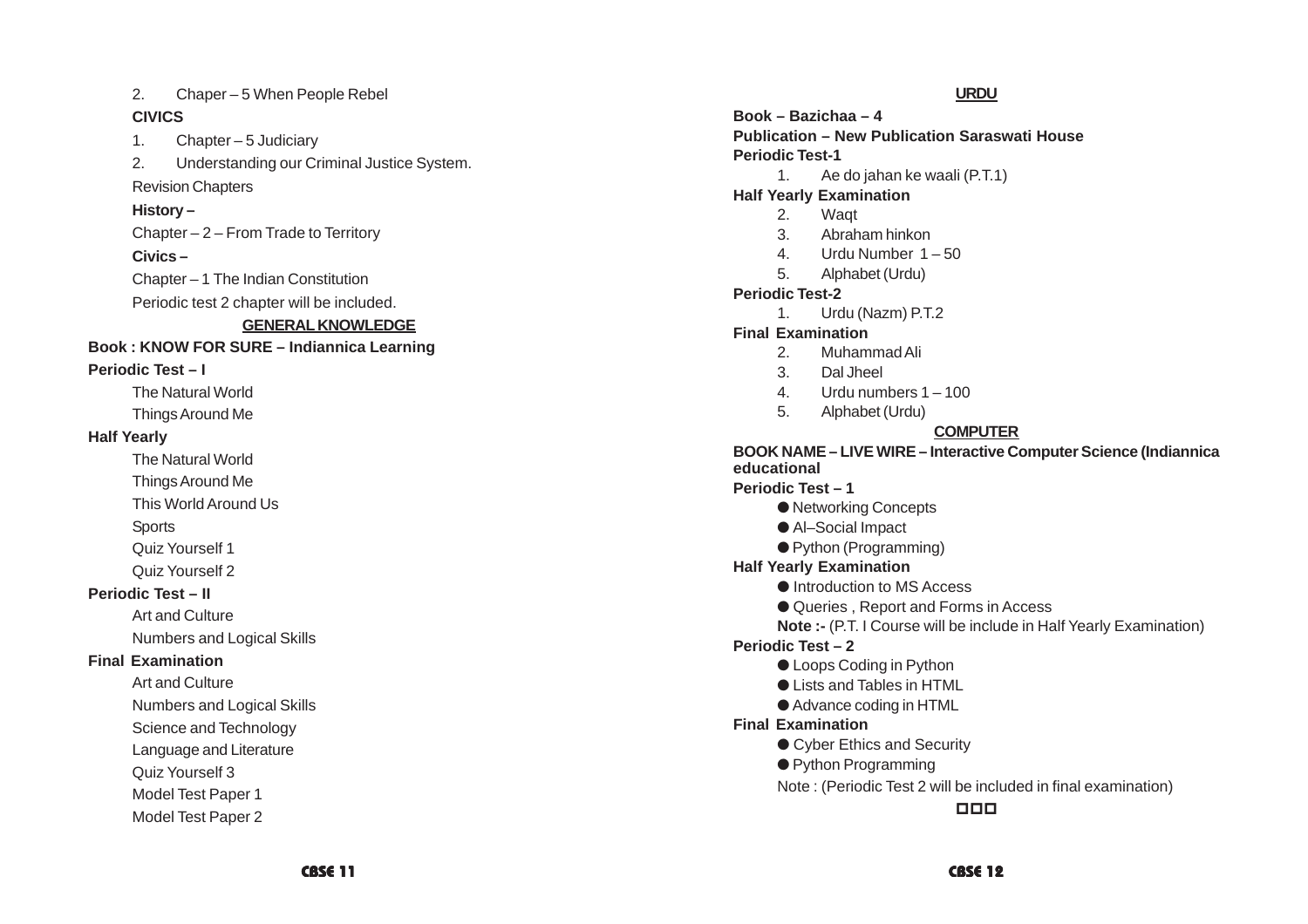2. Chaper – 5 When People Rebel

**CIVICS**

1. Chapter – 5 Judiciary
2. Understanding our Criminal Justice System.

Revision Chapters

**History –**

Chapter – 2 – From Trade to Territory

**Civics –**

Chapter – 1 The Indian Constitution

Periodic test 2 chapter will be included.

## GENERAL KNOWLEDGE

**Book : KNOW FOR SURE – Indiannica Learning**

**Periodic Test – I**

The Natural World

Things Around Me

**Half Yearly**

The Natural World

Things Around Me

This World Around Us

Sports

Quiz Yourself 1

Quiz Yourself 2

**Periodic Test – II**

Art and Culture

Numbers and Logical Skills

**Final Examination**

Art and Culture

Numbers and Logical Skills

Science and Technology

Language and Literature

Quiz Yourself 3

Model Test Paper 1

Model Test Paper 2

## URDU

**Book – Bazichaa – 4**

**Publication – New Publication Saraswati House**

**Periodic Test-1**

1. Ae do jahan ke waali (P.T.1)

**Half Yearly Examination**

2. Waqt
3. Abraham hinkon
4. Urdu Number 1 – 50
5. Alphabet (Urdu)

**Periodic Test-2**

1. Urdu (Nazm) P.T.2

**Final Examination**

2. Muhammad Ali
3. Dal Jheel
4. Urdu numbers 1 – 100
5. Alphabet (Urdu)

## COMPUTER

**BOOK NAME – LIVE WIRE – Interactive Computer Science (Indiannica educational**

**Periodic Test – 1**

- Networking Concepts
- Al–Social Impact
- Python (Programming)

**Half Yearly Examination**

- Introduction to MS Access
- Queries , Report and Forms in Access

**Note :-** (P.T. I Course will be include in Half Yearly Examination)

**Periodic Test – 2**

- Loops Coding in Python
- Lists and Tables in HTML
- Advance coding in HTML

**Final Examination**

- Cyber Ethics and Security
- Python Programming

Note : (Periodic Test 2 will be included in final examination)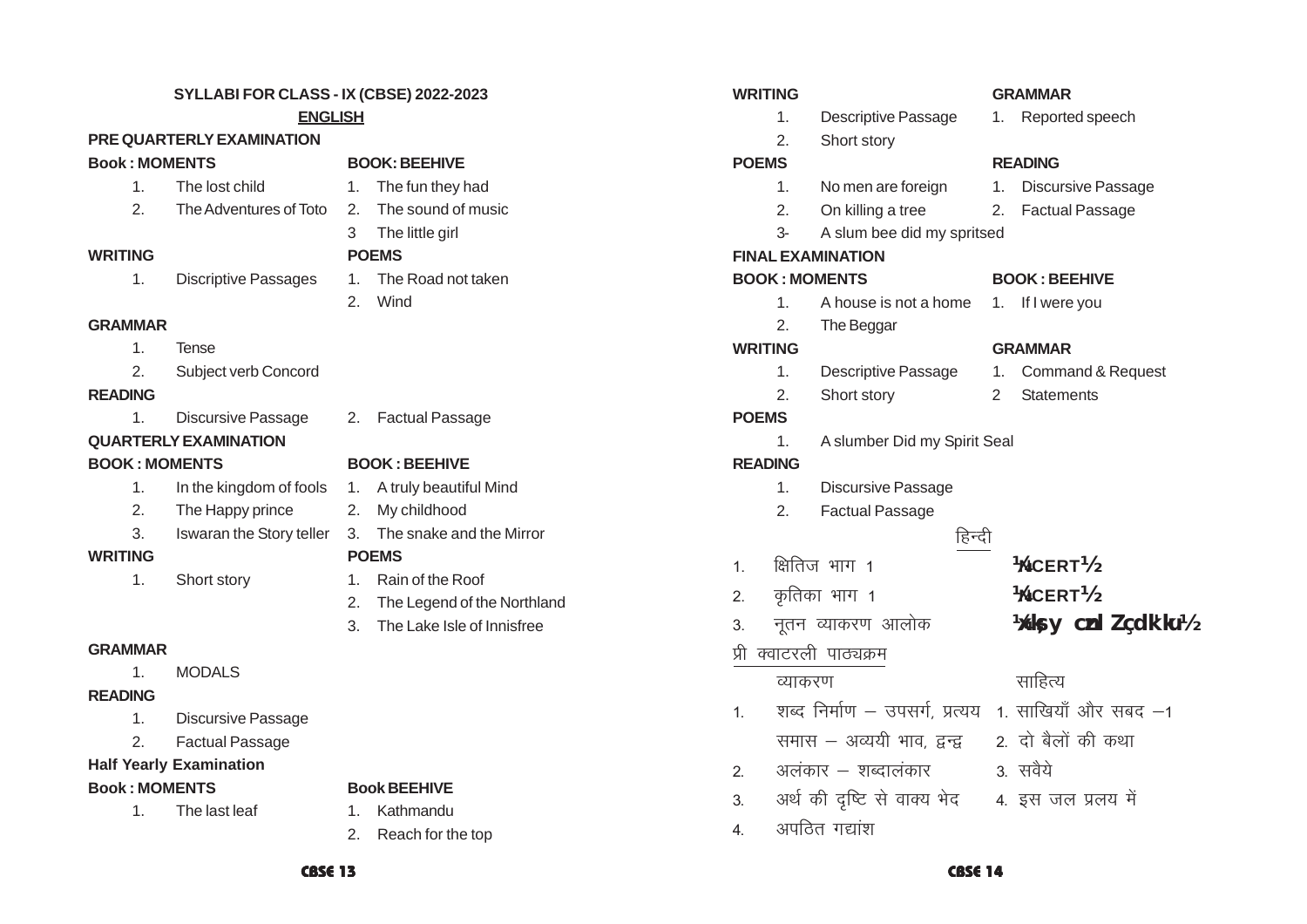# SYLLABI FOR CLASS - IX (CBSE) 2022-2023

## ENGLISH

### PRE QUARTERLY EXAMINATION

**Book : MOMENTS**

1. The lost child
2. The Adventures of Toto

**BOOK: BEEHIVE**

1. The fun they had
2. The sound of music
3. The little girl

**WRITING**

1. Discriptive Passages

**POEMS**

1. The Road not taken
2. Wind

**GRAMMAR**

1. Tense
2. Subject verb Concord

**READING**

1. Discursive Passage
2. Factual Passage

### QUARTERLY EXAMINATION

**BOOK : MOMENTS**

1. In the kingdom of fools
2. The Happy prince
3. Iswaran the Story teller

**BOOK : BEEHIVE**

1. A truly beautiful Mind
2. My childhood
3. The snake and the Mirror

**WRITING**

1. Short story

**POEMS**

1. Rain of the Roof
2. The Legend of the Northland
3. The Lake Isle of Innisfree

**GRAMMAR**

1. MODALS

**READING**

1. Discursive Passage
2. Factual Passage

### Half Yearly Examination

**Book : MOMENTS**

1. The last leaf

**Book BEEHIVE**

1. Kathmandu
2. Reach for the top

**WRITING**

1. Descriptive Passage
2. Short story

**GRAMMAR**

1. Reported speech

**POEMS**

1. No men are foreign
2. On killing a tree
3. A slum bee did my spritsed

**READING**

1. Discursive Passage
2. Factual Passage

### FINAL EXAMINATION

**BOOK : MOMENTS**

1. A house is not a home
2. The Beggar

**BOOK : BEEHIVE**

1. If I were you

**WRITING**

1. Descriptive Passage
2. Short story

**GRAMMAR**

1. Command & Request
2. Statements

**POEMS**

1. A slumber Did my Spirit Seal

**READING**

1. Discursive Passage
2. Factual Passage

## हिन्दी

1. क्षितिज भाग 1 (NCERT)
2. कृतिका भाग 1 (NCERT)
3. नूतन व्याकरण आलोक (गोयल ब्रदर्स प्रकाशन)

### प्री क्वाटरली पाठ्यक्रम

**व्याकरण**

1. शब्द निर्माण – उपसर्ग, प्रत्यय
   समास – अव्ययी भाव, द्वन्द्व
2. अलंकार – शब्दालंकार
3. अर्थ की दृष्टि से वाक्य भेद
4. अपठित गद्यांश

**साहित्य**

1. साखियाँ और सबद –1
2. दो बैलों की कथा
3. सवैये
4. इस जल प्रलय में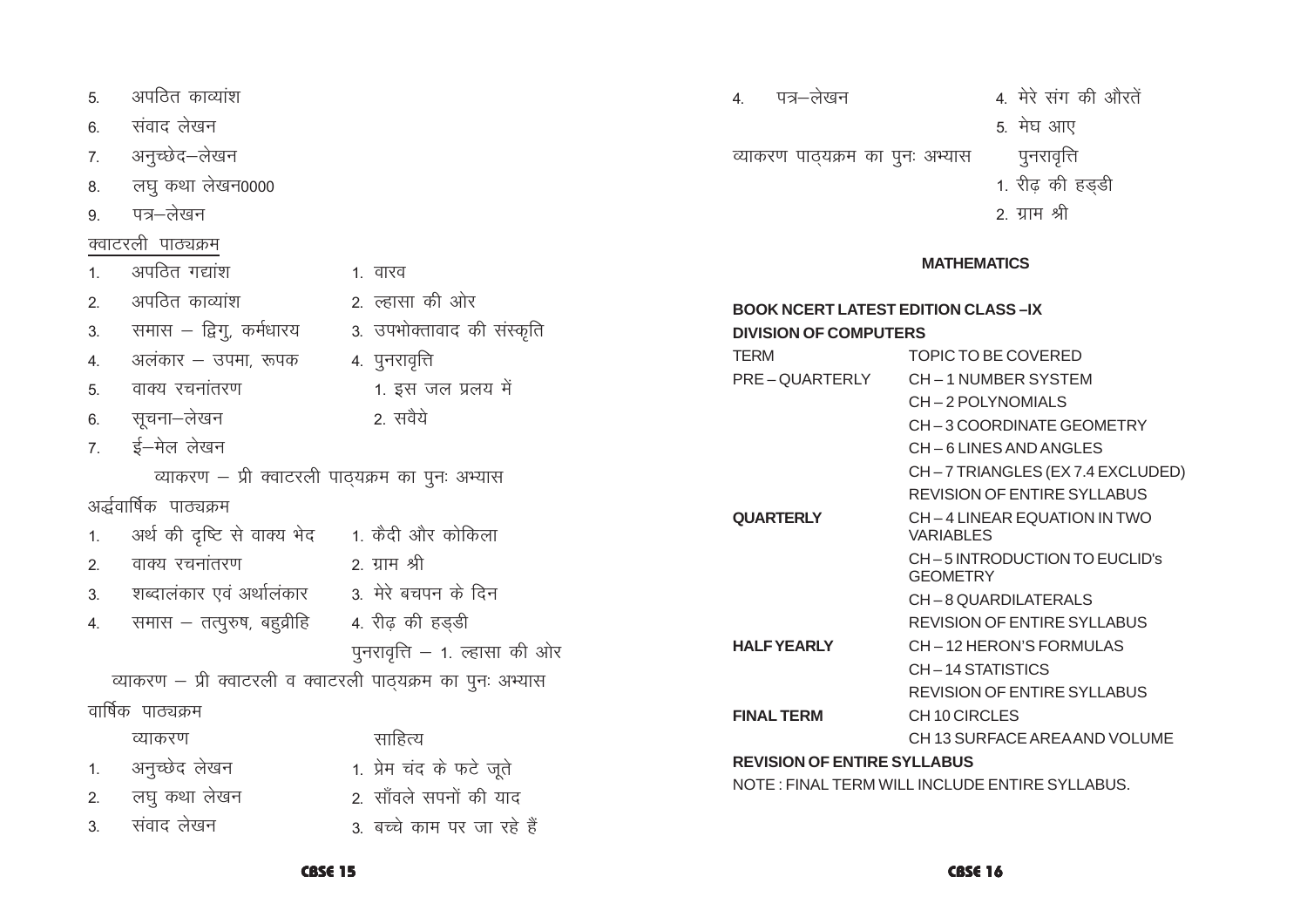5. अपठित काव्यांश
6. संवाद लेखन
7. अनुच्छेद–लेखन
8. लघु कथा लेखन0000
9. पत्र–लेखन

क्वाटरली पाठ्यक्रम

| | |
|---|---|
| 1. अपठित गद्यांश | 1. वारव |
| 2. अपठित काव्यांश | 2. ल्हासा की ओर |
| 3. समास – द्विगु, कर्मधारय | 3. उपभोक्तावाद की संस्कृति |
| 4. अलंकार – उपमा, रूपक | 4. पुनरावृत्ति |
| 5. वाक्य रचनांतरण | 1. इस जल प्रलय में |
| 6. सूचना–लेखन | 2. सवैये |
| 7. ई–मेल लेखन | |

व्याकरण – प्री क्वाटरली पाठ्यक्रम का पुनः अभ्यास

अर्द्धवार्षिक पाठ्यक्रम

| | |
|---|---|
| 1. अर्थ की दृष्टि से वाक्य भेद | 1. कैदी और कोकिला |
| 2. वाक्य रचनांतरण | 2. ग्राम श्री |
| 3. शब्दालंकार एवं अर्थालंकार | 3. मेरे बचपन के दिन |
| 4. समास – तत्पुरुष, बहुव्रीहि | 4. रीढ़ की हड्डी |
| | पुनरावृत्ति – 1. ल्हासा की ओर |

व्याकरण – प्री क्वाटरली व क्वाटरली पाठ्यक्रम का पुनः अभ्यास

वार्षिक पाठ्यक्रम

| व्याकरण | साहित्य |
|---|---|
| 1. अनुच्छेद लेखन | 1. प्रेम चंद के फटे जूते |
| 2. लघु कथा लेखन | 2. साँवले सपनों की याद |
| 3. संवाद लेखन | 3. बच्चे काम पर जा रहे हैं |
| 4. पत्र–लेखन | 4. मेरे संग की औरतें |
| | 5. मेघ आए |
| व्याकरण पाठ्यक्रम का पुनः अभ्यास | पुनरावृत्ति |
| | 1. रीढ़ की हड्डी |
| | 2. ग्राम श्री |

## MATHEMATICS

**BOOK NCERT LATEST EDITION CLASS –IX**

**DIVISION OF COMPUTERS**

| TERM | TOPIC TO BE COVERED |
|---|---|
| PRE – QUARTERLY | CH – 1 NUMBER SYSTEM |
| | CH – 2 POLYNOMIALS |
| | CH – 3 COORDINATE GEOMETRY |
| | CH – 6 LINES AND ANGLES |
| | CH – 7 TRIANGLES (EX 7.4 EXCLUDED) |
| | REVISION OF ENTIRE SYLLABUS |
| **QUARTERLY** | CH – 4 LINEAR EQUATION IN TWO VARIABLES |
| | CH – 5 INTRODUCTION TO EUCLID's GEOMETRY |
| | CH – 8 QUARDILATERALS |
| | REVISION OF ENTIRE SYLLABUS |
| **HALF YEARLY** | CH – 12 HERON'S FORMULAS |
| | CH – 14 STATISTICS |
| | REVISION OF ENTIRE SYLLABUS |
| **FINAL TERM** | CH 10 CIRCLES |
| | CH 13 SURFACE AREA AND VOLUME |

**REVISION OF ENTIRE SYLLABUS**

NOTE : FINAL TERM WILL INCLUDE ENTIRE SYLLABUS.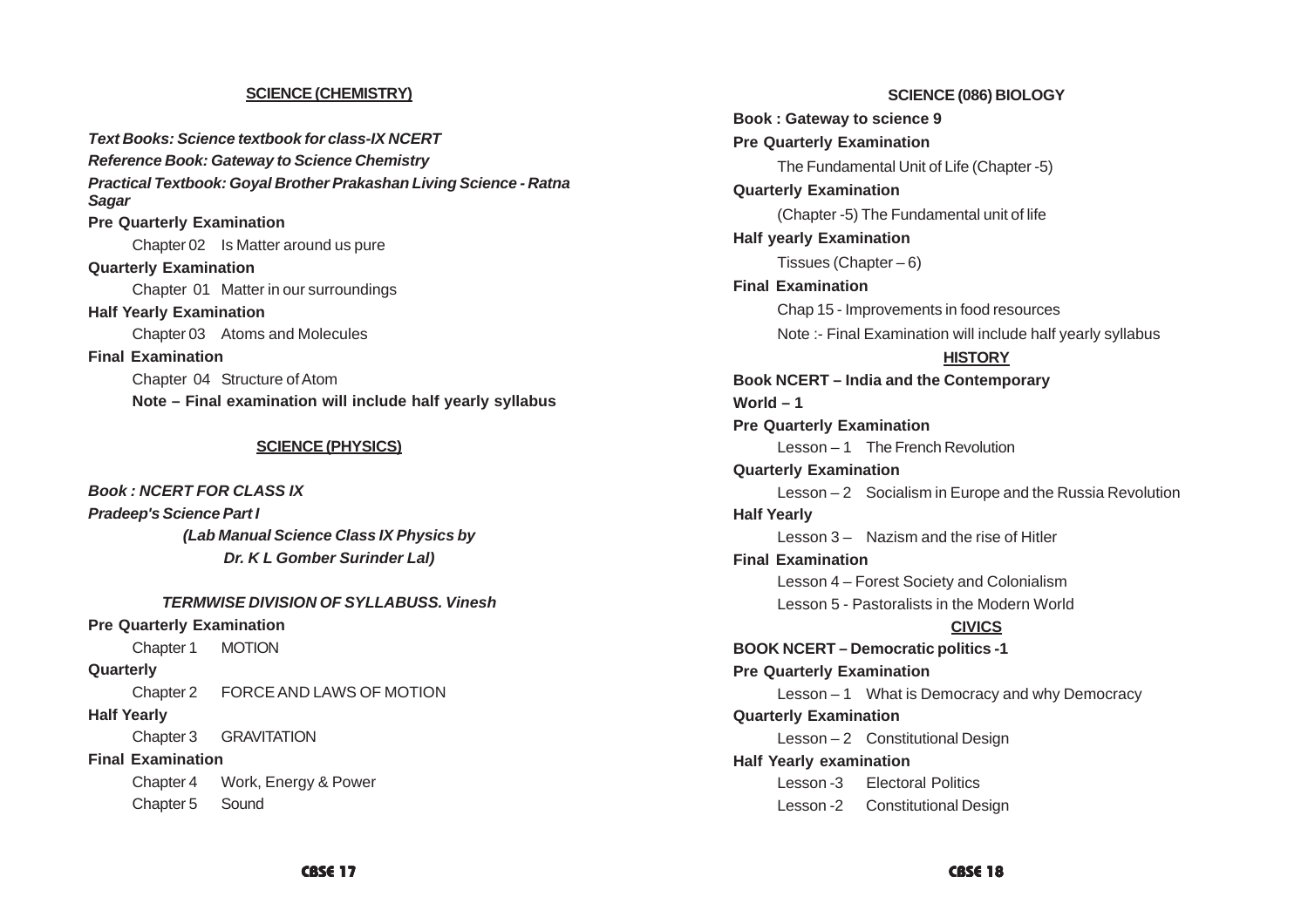## SCIENCE (CHEMISTRY)

***Text Books: Science textbook for class-IX NCERT***

***Reference Book: Gateway to Science Chemistry***

***Practical Textbook: Goyal Brother Prakashan Living Science - Ratna Sagar***

**Pre Quarterly Examination**

Chapter 02 Is Matter around us pure

**Quarterly Examination**

Chapter 01 Matter in our surroundings

**Half Yearly Examination**

Chapter 03 Atoms and Molecules

**Final Examination**

Chapter 04 Structure of Atom

**Note – Final examination will include half yearly syllabus**

## SCIENCE (PHYSICS)

***Book : NCERT FOR CLASS IX***

***Pradeep's Science Part I***

***(Lab Manual Science Class IX Physics by Dr. K L Gomber Surinder Lal)***

***TERMWISE DIVISION OF SYLLABUSS. Vinesh***

**Pre Quarterly Examination**

Chapter 1 MOTION

**Quarterly**

Chapter 2 FORCE AND LAWS OF MOTION

**Half Yearly**

Chapter 3 GRAVITATION

**Final Examination**

Chapter 4 Work, Energy & Power

Chapter 5 Sound

## SCIENCE (086) BIOLOGY

**Book : Gateway to science 9**

**Pre Quarterly Examination**

The Fundamental Unit of Life (Chapter -5)

**Quarterly Examination**

(Chapter -5) The Fundamental unit of life

**Half yearly Examination**

Tissues (Chapter – 6)

**Final Examination**

Chap 15 - Improvements in food resources

Note :- Final Examination will include half yearly syllabus

## HISTORY

**Book NCERT – India and the Contemporary World – 1**

**Pre Quarterly Examination**

Lesson – 1 The French Revolution

**Quarterly Examination**

Lesson – 2 Socialism in Europe and the Russia Revolution

**Half Yearly**

Lesson 3 – Nazism and the rise of Hitler

**Final Examination**

Lesson 4 – Forest Society and Colonialism

Lesson 5 - Pastoralists in the Modern World

## CIVICS

**BOOK NCERT – Democratic politics -1**

**Pre Quarterly Examination**

Lesson – 1 What is Democracy and why Democracy

**Quarterly Examination**

Lesson – 2 Constitutional Design

**Half Yearly examination**

Lesson -3 Electoral Politics

Lesson -2 Constitutional Design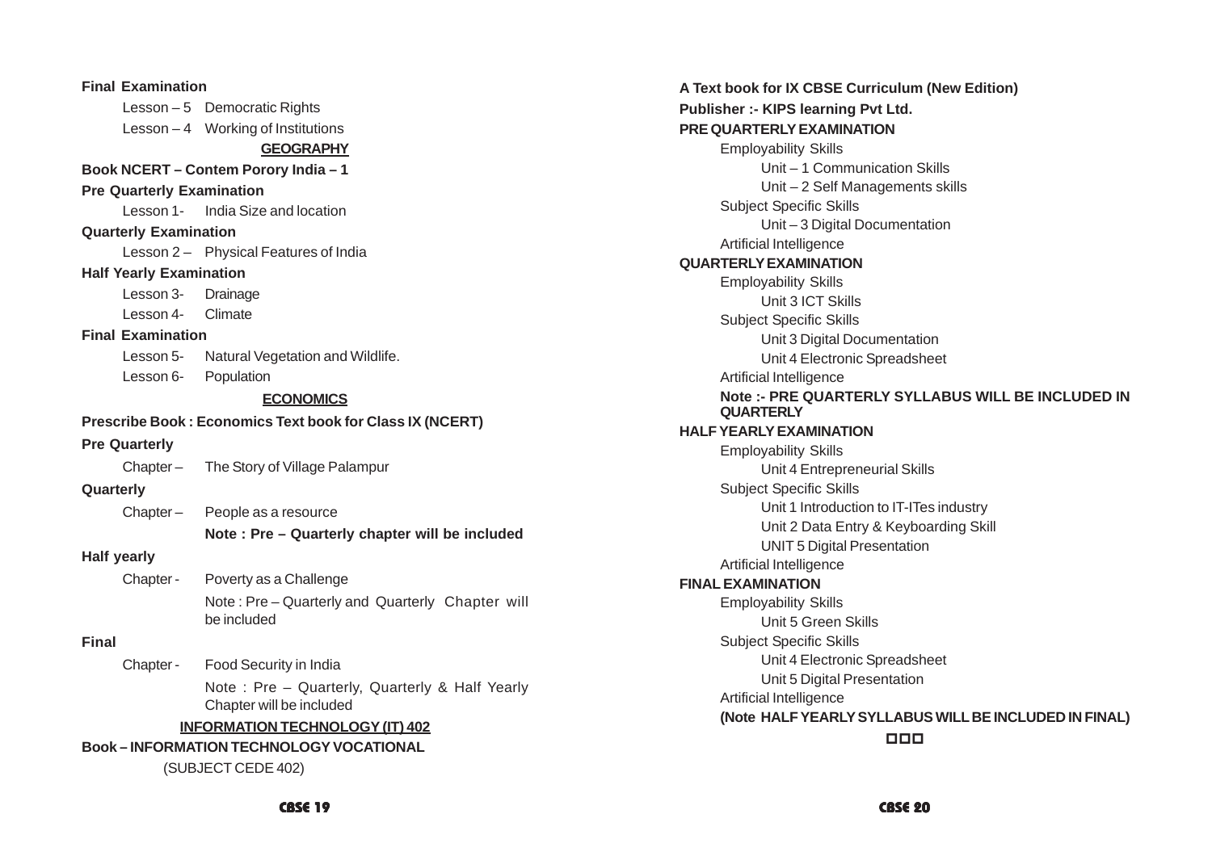**Final Examination**

Lesson – 5 Democratic Rights

Lesson – 4 Working of Institutions

## GEOGRAPHY

**Book NCERT – Contem Porory India – 1**

**Pre Quarterly Examination**

Lesson 1- India Size and location

**Quarterly Examination**

Lesson 2 – Physical Features of India

**Half Yearly Examination**

Lesson 3- Drainage

Lesson 4- Climate

**Final Examination**

Lesson 5- Natural Vegetation and Wildlife.

Lesson 6- Population

## ECONOMICS

**Prescribe Book : Economics Text book for Class IX (NCERT)**

**Pre Quarterly**

Chapter – The Story of Village Palampur

**Quarterly**

Chapter – People as a resource

**Note : Pre – Quarterly chapter will be included**

**Half yearly**

Chapter - Poverty as a Challenge

Note : Pre – Quarterly and Quarterly Chapter will be included

**Final**

Chapter - Food Security in India

Note : Pre – Quarterly, Quarterly & Half Yearly Chapter will be included

## INFORMATION TECHNOLOGY (IT) 402

**Book – INFORMATION TECHNOLOGY VOCATIONAL**

(SUBJECT CEDE 402)

**A Text book for IX CBSE Curriculum (New Edition)**

**Publisher :- KIPS learning Pvt Ltd.**

**PRE QUARTERLY EXAMINATION**

Employability Skills

- Unit – 1 Communication Skills
- Unit – 2 Self Managements skills

Subject Specific Skills

- Unit – 3 Digital Documentation

Artificial Intelligence

**QUARTERLY EXAMINATION**

Employability Skills

- Unit 3 ICT Skills

Subject Specific Skills

- Unit 3 Digital Documentation
- Unit 4 Electronic Spreadsheet

Artificial Intelligence

**Note :- PRE QUARTERLY SYLLABUS WILL BE INCLUDED IN QUARTERLY**

**HALF YEARLY EXAMINATION**

Employability Skills

- Unit 4 Entrepreneurial Skills

Subject Specific Skills

- Unit 1 Introduction to IT-ITes industry
- Unit 2 Data Entry & Keyboarding Skill
- UNIT 5 Digital Presentation

Artificial Intelligence

**FINAL EXAMINATION**

Employability Skills

- Unit 5 Green Skills

Subject Specific Skills

- Unit 4 Electronic Spreadsheet
- Unit 5 Digital Presentation

Artificial Intelligence

**(Note HALF YEARLY SYLLABUS WILL BE INCLUDED IN FINAL)**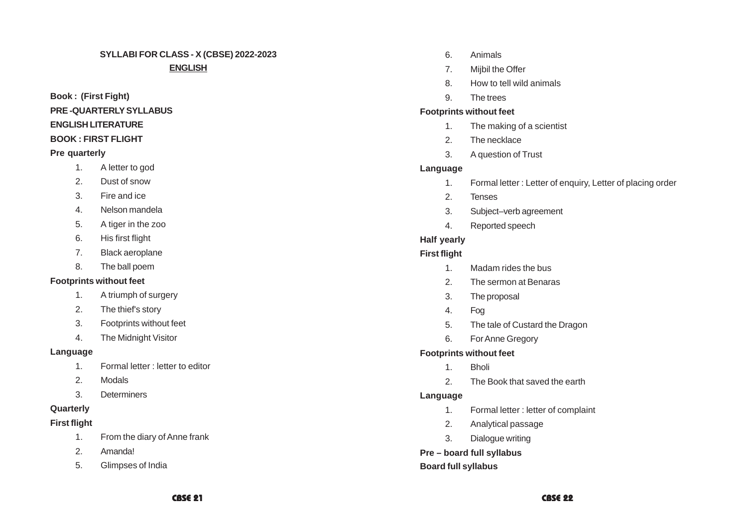**SYLLABI FOR CLASS - X (CBSE) 2022-2023**

**ENGLISH**

**Book : (First Fight)**

**PRE -QUARTERLY SYLLABUS**

**ENGLISH LITERATURE**

**BOOK : FIRST FLIGHT**

**Pre quarterly**

1. A letter to god
2. Dust of snow
3. Fire and ice
4. Nelson mandela
5. A tiger in the zoo
6. His first flight
7. Black aeroplane
8. The ball poem

**Footprints without feet**

1. A triumph of surgery
2. The thief's story
3. Footprints without feet
4. The Midnight Visitor

**Language**

1. Formal letter : letter to editor
2. Modals
3. Determiners

**Quarterly**

**First flight**

1. From the diary of Anne frank
2. Amanda!
5. Glimpses of India
6. Animals
7. Mijbil the Offer
8. How to tell wild animals
9. The trees

**Footprints without feet**

1. The making of a scientist
2. The necklace
3. A question of Trust

**Language**

1. Formal letter : Letter of enquiry, Letter of placing order
2. Tenses
3. Subject–verb agreement
4. Reported speech

**Half yearly**

**First flight**

1. Madam rides the bus
2. The sermon at Benaras
3. The proposal
4. Fog
5. The tale of Custard the Dragon
6. For Anne Gregory

**Footprints without feet**

1. Bholi
2. The Book that saved the earth

**Language**

1. Formal letter : letter of complaint
2. Analytical passage
3. Dialogue writing

**Pre – board full syllabus**

**Board full syllabus**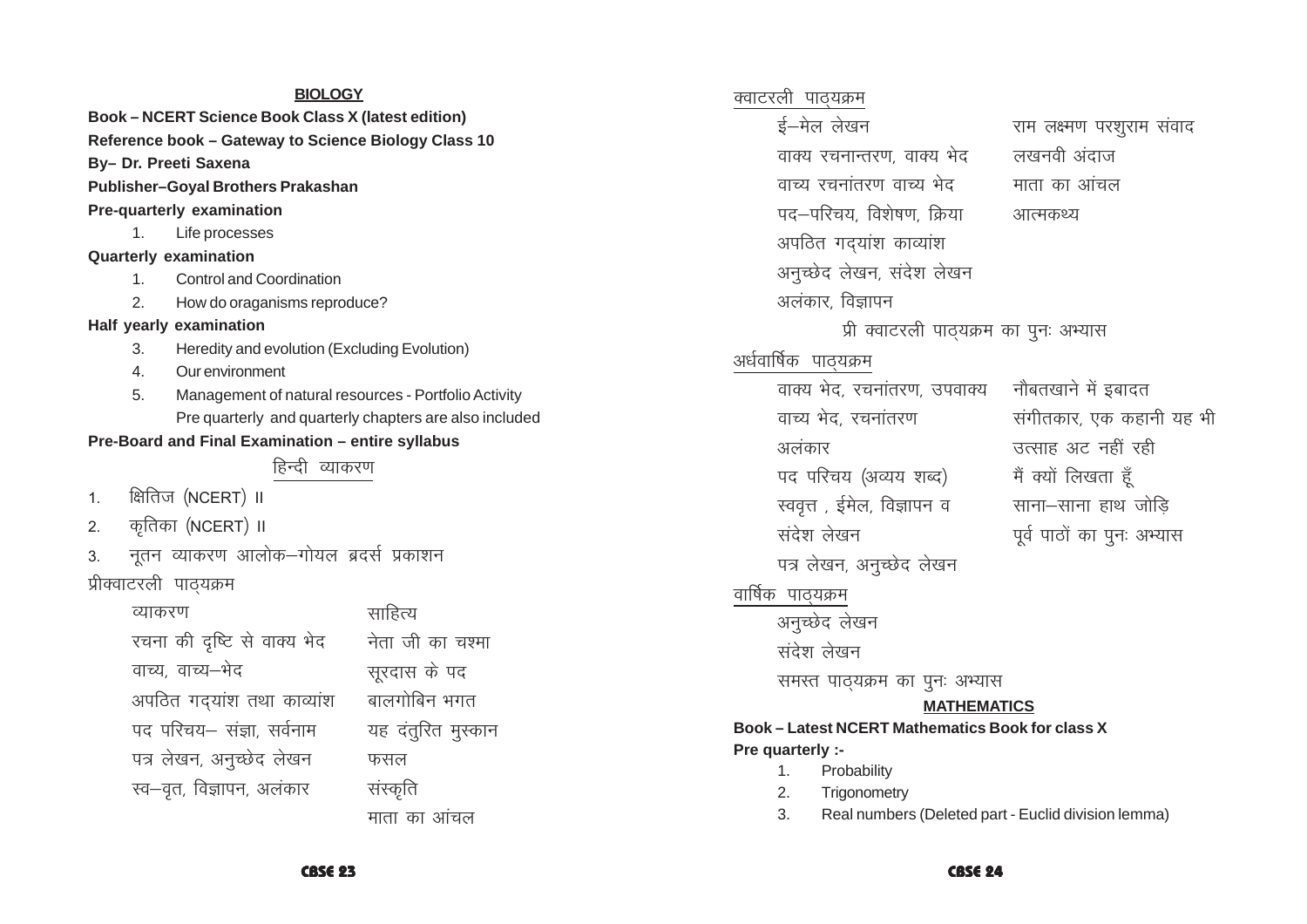## BIOLOGY

**Book – NCERT Science Book Class X (latest edition)**

**Reference book – Gateway to Science Biology Class 10**

**By– Dr. Preeti Saxena**

**Publisher–Goyal Brothers Prakashan**

**Pre-quarterly examination**

1. Life processes

**Quarterly examination**

1. Control and Coordination
2. How do oraganisms reproduce?

**Half yearly examination**

3. Heredity and evolution (Excluding Evolution)
4. Our environment
5. Management of natural resources - Portfolio Activity
   Pre quarterly and quarterly chapters are also included

**Pre-Board and Final Examination – entire syllabus**

## हिन्दी व्याकरण

1. क्षितिज (NCERT) II
2. कृतिका (NCERT) II
3. नूतन व्याकरण आलोक–गोयल ब्रदर्स प्रकाशन

प्रीक्वाटरली पाठ्यक्रम

| व्याकरण | साहित्य |
|---|---|
| रचना की दृष्टि से वाक्य भेद | नेता जी का चश्मा |
| वाच्य, वाच्य–भेद | सूरदास के पद |
| अपठित गद्यांश तथा काव्यांश | बालगोबिन भगत |
| पद परिचय– संज्ञा, सर्वनाम | यह दंतुरित मुस्कान |
| पत्र लेखन, अनुच्छेद लेखन | फसल |
| स्व–वृत, विज्ञापन, अलंकार | संस्कृति |
| | माता का आंचल |

क्वाटरली पाठ्यक्रम

| | |
|---|---|
| ई–मेल लेखन | राम लक्ष्मण परशुराम संवाद |
| वाक्य रचनान्तरण, वाक्य भेद | लखनवी अंदाज |
| वाच्य रचनांतरण वाच्य भेद | माता का आंचल |
| पद–परिचय, विशेषण, क्रिया | आत्मकथ्य |
| अपठित गद्यांश काव्यांश | |
| अनुच्छेद लेखन, संदेश लेखन | |
| अलंकार, विज्ञापन | |

प्री क्वाटरली पाठ्यक्रम का पुनः अभ्यास

अर्धवार्षिक पाठ्यक्रम

| | |
|---|---|
| वाक्य भेद, रचनांतरण, उपवाक्य | नौबतखाने में इबादत |
| वाच्य भेद, रचनांतरण | संगीतकार, एक कहानी यह भी |
| अलंकार | उत्साह अट नहीं रही |
| पद परिचय (अव्यय शब्द) | मैं क्यों लिखता हूँ |
| स्ववृत्त , ईमेल, विज्ञापन व | साना–साना हाथ जोड़ि |
| संदेश लेखन | पूर्व पाठों का पुनः अभ्यास |
| पत्र लेखन, अनुच्छेद लेखन | |

वार्षिक पाठ्यक्रम

अनुच्छेद लेखन

संदेश लेखन

समस्त पाठ्यक्रम का पुनः अभ्यास

## MATHEMATICS

**Book – Latest NCERT Mathematics Book for class X**

**Pre quarterly :-**

1. Probability
2. Trigonometry
3. Real numbers (Deleted part - Euclid division lemma)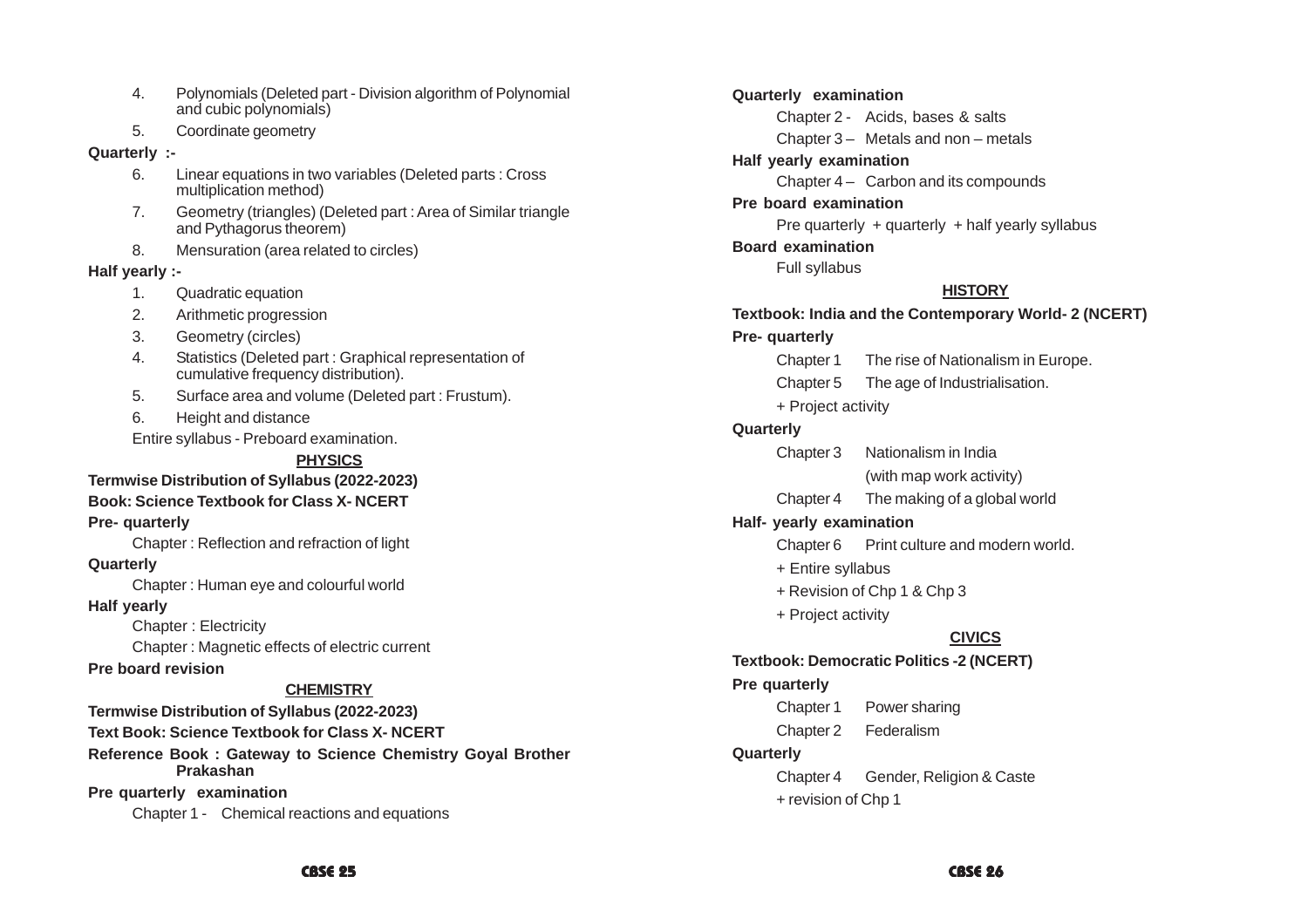4. Polynomials (Deleted part - Division algorithm of Polynomial and cubic polynomials)
5. Coordinate geometry

**Quarterly :-**

6. Linear equations in two variables (Deleted parts : Cross multiplication method)
7. Geometry (triangles) (Deleted part : Area of Similar triangle and Pythagorus theorem)
8. Mensuration (area related to circles)

**Half yearly :-**

1. Quadratic equation
2. Arithmetic progression
3. Geometry (circles)
4. Statistics (Deleted part : Graphical representation of cumulative frequency distribution).
5. Surface area and volume (Deleted part : Frustum).
6. Height and distance

Entire syllabus - Preboard examination.

## PHYSICS

**Termwise Distribution of Syllabus (2022-2023)**

**Book: Science Textbook for Class X- NCERT**

**Pre- quarterly**

Chapter : Reflection and refraction of light

**Quarterly**

Chapter : Human eye and colourful world

**Half yearly**

Chapter : Electricity

Chapter : Magnetic effects of electric current

**Pre board revision**

## CHEMISTRY

**Termwise Distribution of Syllabus (2022-2023)**

**Text Book: Science Textbook for Class X- NCERT**

**Reference Book : Gateway to Science Chemistry Goyal Brother Prakashan**

**Pre quarterly examination**

Chapter 1 - Chemical reactions and equations

**Quarterly examination**

Chapter 2 - Acids, bases & salts

Chapter 3 – Metals and non – metals

**Half yearly examination**

Chapter 4 – Carbon and its compounds

**Pre board examination**

Pre quarterly + quarterly + half yearly syllabus

**Board examination**

Full syllabus

## HISTORY

**Textbook: India and the Contemporary World- 2 (NCERT)**

**Pre- quarterly**

Chapter 1 The rise of Nationalism in Europe.

Chapter 5 The age of Industrialisation.

+ Project activity

**Quarterly**

Chapter 3 Nationalism in India (with map work activity)

Chapter 4 The making of a global world

**Half- yearly examination**

Chapter 6 Print culture and modern world.

+ Entire syllabus

+ Revision of Chp 1 & Chp 3

+ Project activity

## CIVICS

**Textbook: Democratic Politics -2 (NCERT)**

**Pre quarterly**

Chapter 1 Power sharing

Chapter 2 Federalism

**Quarterly**

Chapter 4 Gender, Religion & Caste

+ revision of Chp 1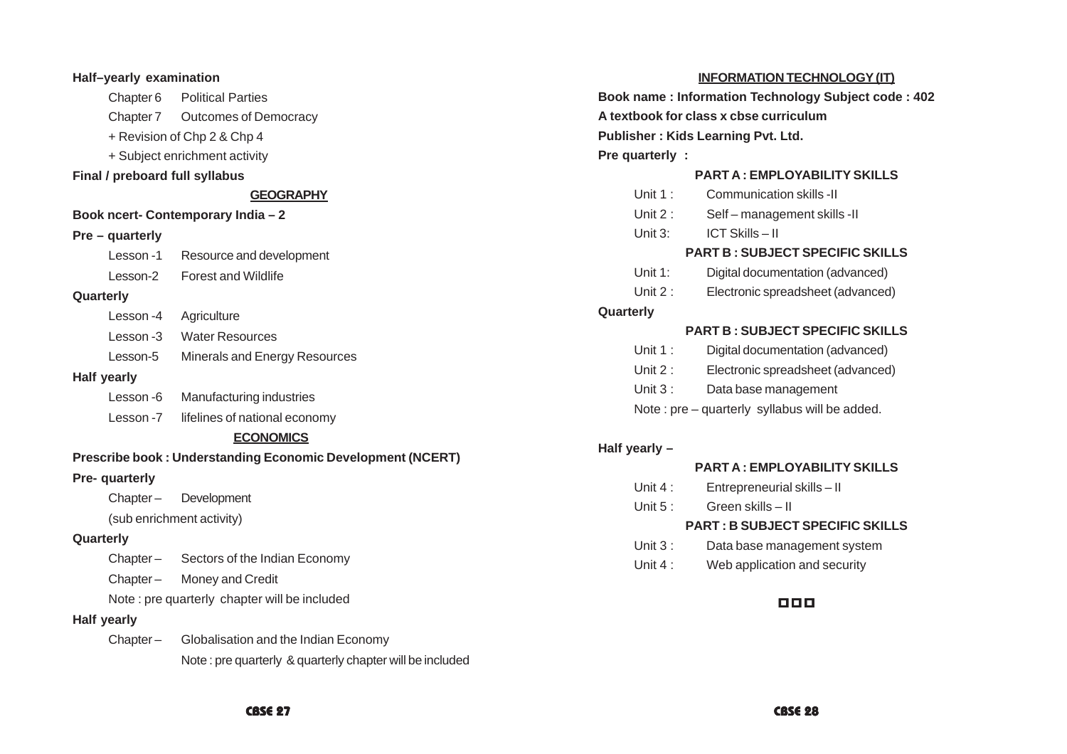**Half–yearly examination**

- Chapter 6 Political Parties
- Chapter 7 Outcomes of Democracy
- + Revision of Chp 2 & Chp 4
- + Subject enrichment activity

**Final / preboard full syllabus**

## GEOGRAPHY

**Book ncert- Contemporary India – 2**

**Pre – quarterly**

- Lesson -1 Resource and development
- Lesson-2 Forest and Wildlife

**Quarterly**

- Lesson -4 Agriculture
- Lesson -3 Water Resources
- Lesson-5 Minerals and Energy Resources

**Half yearly**

- Lesson -6 Manufacturing industries
- Lesson -7 lifelines of national economy

## ECONOMICS

**Prescribe book : Understanding Economic Development (NCERT)**

**Pre- quarterly**

- Chapter – Development
- (sub enrichment activity)

**Quarterly**

- Chapter – Sectors of the Indian Economy
- Chapter – Money and Credit
- Note : pre quarterly chapter will be included

**Half yearly**

- Chapter – Globalisation and the Indian Economy
  Note : pre quarterly & quarterly chapter will be included

## INFORMATION TECHNOLOGY (IT)

**Book name : Information Technology Subject code : 402**

**A textbook for class x cbse curriculum**

**Publisher : Kids Learning Pvt. Ltd.**

**Pre quarterly :**

**PART A : EMPLOYABILITY SKILLS**

- Unit 1 : Communication skills -II
- Unit 2 : Self – management skills -II
- Unit 3: ICT Skills – II

**PART B : SUBJECT SPECIFIC SKILLS**

- Unit 1: Digital documentation (advanced)
- Unit 2 : Electronic spreadsheet (advanced)

**Quarterly**

**PART B : SUBJECT SPECIFIC SKILLS**

- Unit 1 : Digital documentation (advanced)
- Unit 2 : Electronic spreadsheet (advanced)
- Unit 3 : Data base management
- Note : pre – quarterly syllabus will be added.

**Half yearly –**

**PART A : EMPLOYABILITY SKILLS**

- Unit 4 : Entrepreneurial skills – II
- Unit 5 : Green skills – II

**PART : B SUBJECT SPECIFIC SKILLS**

- Unit 3 : Data base management system
- Unit 4 : Web application and security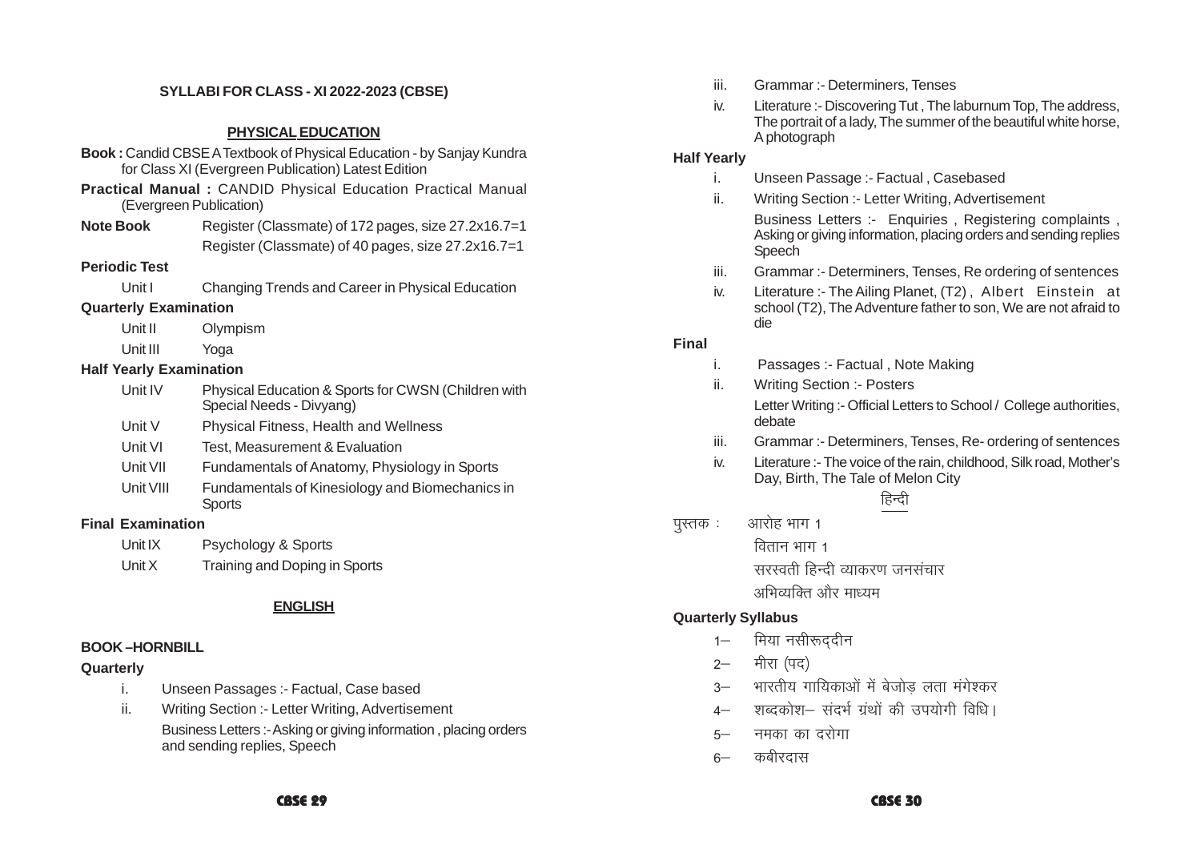**SYLLABI FOR CLASS - XI 2022-2023 (CBSE)**

## PHYSICAL EDUCATION

**Book :** Candid CBSE A Textbook of Physical Education - by Sanjay Kundra for Class XI (Evergreen Publication) Latest Edition

**Practical Manual :** CANDID Physical Education Practical Manual (Evergreen Publication)

**Note Book** Register (Classmate) of 172 pages, size 27.2x16.7=1
Register (Classmate) of 40 pages, size 27.2x16.7=1

**Periodic Test**

Unit I Changing Trends and Career in Physical Education

**Quarterly Examination**

Unit II Olympism

Unit III Yoga

**Half Yearly Examination**

Unit IV Physical Education & Sports for CWSN (Children with Special Needs - Divyang)

Unit V Physical Fitness, Health and Wellness

Unit VI Test, Measurement & Evaluation

Unit VII Fundamentals of Anatomy, Physiology in Sports

Unit VIII Fundamentals of Kinesiology and Biomechanics in Sports

**Final Examination**

Unit IX Psychology & Sports

Unit X Training and Doping in Sports

## ENGLISH

**BOOK –HORNBILL**

**Quarterly**

i. Unseen Passages :- Factual, Case based

ii. Writing Section :- Letter Writing, Advertisement
Business Letters :- Asking or giving information , placing orders and sending replies, Speech

iii. Grammar :- Determiners, Tenses

iv. Literature :- Discovering Tut , The laburnum Top, The address, The portrait of a lady, The summer of the beautiful white horse, A photograph

**Half Yearly**

i. Unseen Passage :- Factual , Casebased

ii. Writing Section :- Letter Writing, Advertisement
Business Letters :- Enquiries , Registering complaints , Asking or giving information, placing orders and sending replies Speech

iii. Grammar :- Determiners, Tenses, Re ordering of sentences

iv. Literature :- The Ailing Planet, (T2) , Albert Einstein at school (T2), The Adventure father to son, We are not afraid to die

**Final**

i. Passages :- Factual , Note Making

ii. Writing Section :- Posters
Letter Writing :- Official Letters to School / College authorities, debate

iii. Grammar :- Determiners, Tenses, Re- ordering of sentences

iv. Literature :- The voice of the rain, childhood, Silk road, Mother's Day, Birth, The Tale of Melon City

## हिन्दी

पुस्तक : आरोह भाग 1
वितान भाग 1
सरस्वती हिन्दी व्याकरण जनसंचार
अभिव्यक्ति और माध्यम

**Quarterly Syllabus**

1– मिया नसीरूद्दीन

2– मीरा (पद)

3– भारतीय गायिकाओं में बेजोड़ लता मंगेश्कर

4– शब्दकोश– संदर्भ ग्रंथों की उपयोगी विधि।

5– नमका का दरोगा

6– कबीरदास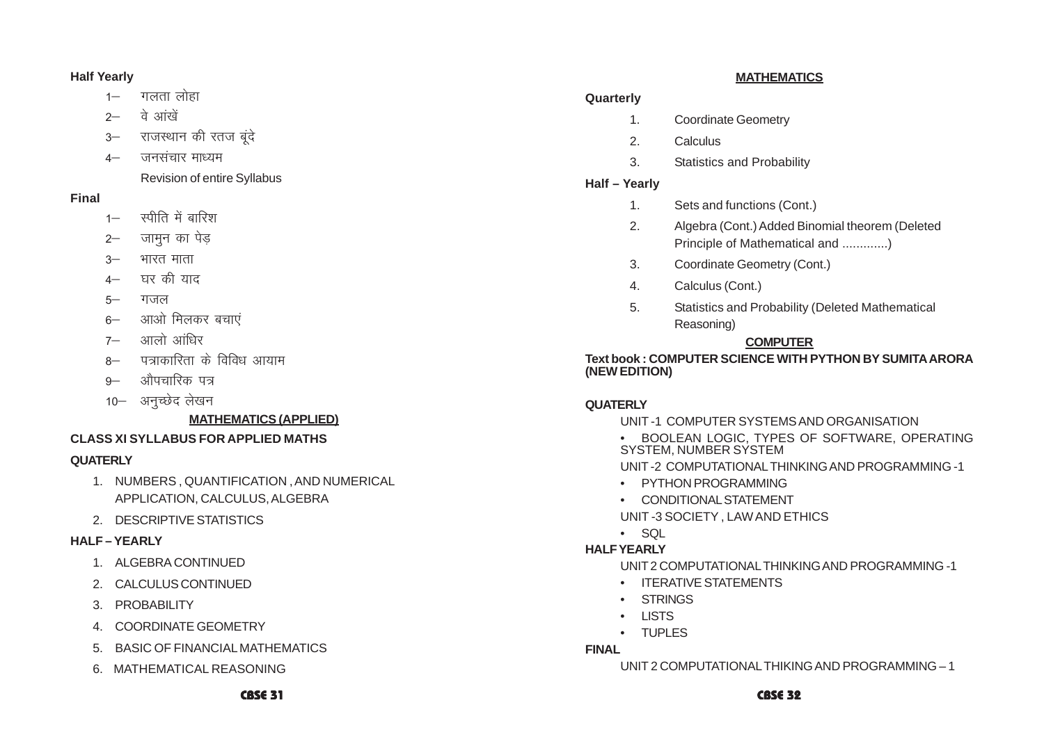**Half Yearly**

1– गलता लोहा

2– वे आंखें

3– राजस्थान की रतज बूंदे

4– जनसंचार माध्यम

Revision of entire Syllabus

**Final**

1– स्पीति में बारिश

2– जामुन का पेड़

3– भारत माता

4– घर की याद

5– गजल

6– आओ मिलकर बचाएं

7– आलो आंधिर

8– पत्राकारिता के विविध आयाम

9– औपचारिक पत्र

10– अनुच्छेद लेखन

## MATHEMATICS (APPLIED)

**CLASS XI SYLLABUS FOR APPLIED MATHS**

**QUATERLY**

1. NUMBERS , QUANTIFICATION , AND NUMERICAL APPLICATION, CALCULUS, ALGEBRA
2. DESCRIPTIVE STATISTICS

**HALF – YEARLY**

1. ALGEBRA CONTINUED
2. CALCULUS CONTINUED
3. PROBABILITY
4. COORDINATE GEOMETRY
5. BASIC OF FINANCIAL MATHEMATICS
6. MATHEMATICAL REASONING

## MATHEMATICS

**Quarterly**

1. Coordinate Geometry
2. Calculus
3. Statistics and Probability

**Half – Yearly**

1. Sets and functions (Cont.)
2. Algebra (Cont.) Added Binomial theorem (Deleted Principle of Mathematical and .............)
3. Coordinate Geometry (Cont.)
4. Calculus (Cont.)
5. Statistics and Probability (Deleted Mathematical Reasoning)

## COMPUTER

**Text book : COMPUTER SCIENCE WITH PYTHON BY SUMITA ARORA (NEW EDITION)**

**QUATERLY**

UNIT -1 COMPUTER SYSTEMS AND ORGANISATION

- BOOLEAN LOGIC, TYPES OF SOFTWARE, OPERATING SYSTEM, NUMBER SYSTEM

UNIT -2 COMPUTATIONAL THINKING AND PROGRAMMING -1

- PYTHON PROGRAMMING
- CONDITIONAL STATEMENT

UNIT -3 SOCIETY , LAW AND ETHICS

- SQL

**HALF YEARLY**

UNIT 2 COMPUTATIONAL THINKING AND PROGRAMMING -1

- ITERATIVE STATEMENTS
- STRINGS
- LISTS
- TUPLES

**FINAL**

UNIT 2 COMPUTATIONAL THIKING AND PROGRAMMING – 1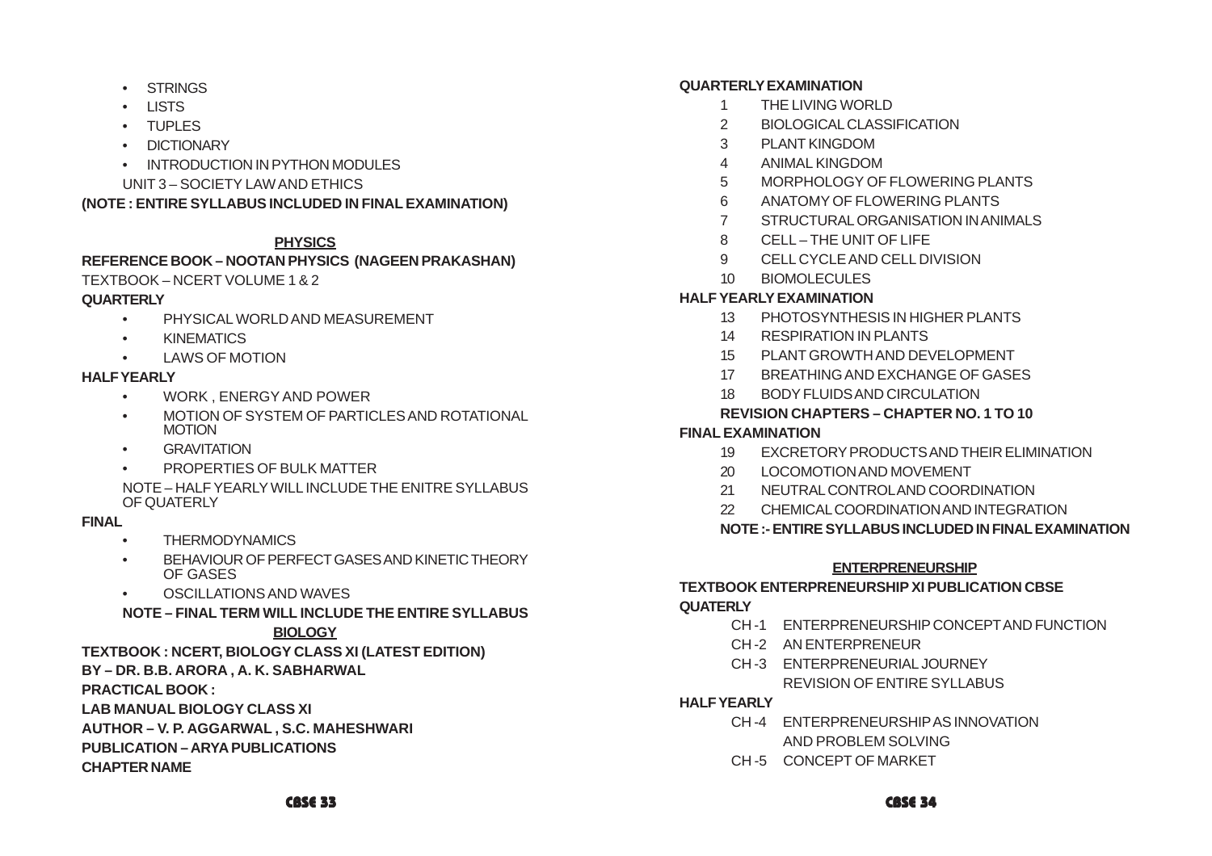- STRINGS
- LISTS
- TUPLES
- DICTIONARY
- INTRODUCTION IN PYTHON MODULES

UNIT 3 – SOCIETY LAW AND ETHICS

**(NOTE : ENTIRE SYLLABUS INCLUDED IN FINAL EXAMINATION)**

## PHYSICS

**REFERENCE BOOK – NOOTAN PHYSICS (NAGEEN PRAKASHAN)**

TEXTBOOK – NCERT VOLUME 1 & 2

**QUARTERLY**

- PHYSICAL WORLD AND MEASUREMENT
- KINEMATICS
- LAWS OF MOTION

**HALF YEARLY**

- WORK , ENERGY AND POWER
- MOTION OF SYSTEM OF PARTICLES AND ROTATIONAL MOTION
- GRAVITATION
- PROPERTIES OF BULK MATTER

NOTE – HALF YEARLY WILL INCLUDE THE ENITRE SYLLABUS OF QUATERLY

**FINAL**

- THERMODYNAMICS
- BEHAVIOUR OF PERFECT GASES AND KINETIC THEORY OF GASES
- OSCILLATIONS AND WAVES

**NOTE – FINAL TERM WILL INCLUDE THE ENTIRE SYLLABUS**

## BIOLOGY

**TEXTBOOK : NCERT, BIOLOGY CLASS XI (LATEST EDITION)**

**BY – DR. B.B. ARORA , A. K. SABHARWAL**

**PRACTICAL BOOK :**

**LAB MANUAL BIOLOGY CLASS XI**

**AUTHOR – V. P. AGGARWAL , S.C. MAHESHWARI**

**PUBLICATION – ARYA PUBLICATIONS**

**CHAPTER NAME**

**QUARTERLY EXAMINATION**

1 THE LIVING WORLD
2 BIOLOGICAL CLASSIFICATION
3 PLANT KINGDOM
4 ANIMAL KINGDOM
5 MORPHOLOGY OF FLOWERING PLANTS
6 ANATOMY OF FLOWERING PLANTS
7 STRUCTURAL ORGANISATION IN ANIMALS
8 CELL – THE UNIT OF LIFE
9 CELL CYCLE AND CELL DIVISION
10 BIOMOLECULES

**HALF YEARLY EXAMINATION**

13 PHOTOSYNTHESIS IN HIGHER PLANTS
14 RESPIRATION IN PLANTS
15 PLANT GROWTH AND DEVELOPMENT
17 BREATHING AND EXCHANGE OF GASES
18 BODY FLUIDS AND CIRCULATION

**REVISION CHAPTERS – CHAPTER NO. 1 TO 10**

**FINAL EXAMINATION**

19 EXCRETORY PRODUCTS AND THEIR ELIMINATION
20 LOCOMOTION AND MOVEMENT
21 NEUTRAL CONTROL AND COORDINATION
22 CHEMICAL COORDINATION AND INTEGRATION

**NOTE :- ENTIRE SYLLABUS INCLUDED IN FINAL EXAMINATION**

## ENTERPRENEURSHIP

**TEXTBOOK ENTERPRENEURSHIP XI PUBLICATION CBSE**

**QUATERLY**

CH -1 ENTERPRENEURSHIP CONCEPT AND FUNCTION
CH -2 AN ENTERPRENEUR
CH -3 ENTERPRENEURIAL JOURNEY
REVISION OF ENTIRE SYLLABUS

**HALF YEARLY**

CH -4 ENTERPRENEURSHIP AS INNOVATION AND PROBLEM SOLVING
CH -5 CONCEPT OF MARKET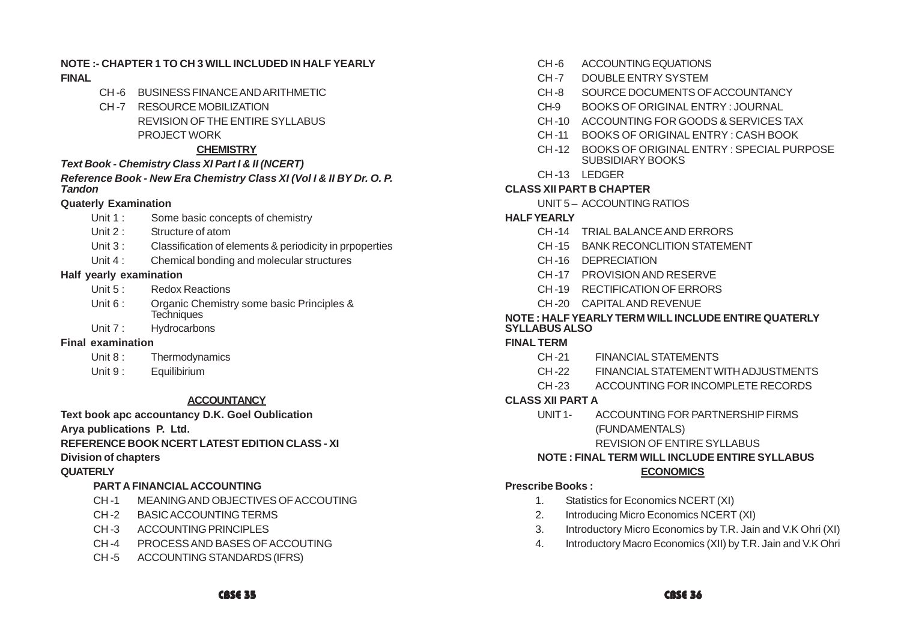**NOTE :- CHAPTER 1 TO CH 3 WILL INCLUDED IN HALF YEARLY**

**FINAL**

- CH -6 BUSINESS FINANCE AND ARITHMETIC
- CH -7 RESOURCE MOBILIZATION
  - REVISION OF THE ENTIRE SYLLABUS
  - PROJECT WORK

## CHEMISTRY

***Text Book - Chemistry Class XI Part I & II (NCERT)***

***Reference Book - New Era Chemistry Class XI (Vol I & II BY Dr. O. P. Tandon***

**Quaterly Examination**

- Unit 1 : Some basic concepts of chemistry
- Unit 2 : Structure of atom
- Unit 3 : Classification of elements & periodicity in prpoperties
- Unit 4 : Chemical bonding and molecular structures

**Half yearly examination**

- Unit 5 : Redox Reactions
- Unit 6 : Organic Chemistry some basic Principles & Techniques
- Unit 7 : Hydrocarbons

**Final examination**

- Unit 8 : Thermodynamics
- Unit 9 : Equilibirium

## ACCOUNTANCY

**Text book apc accountancy D.K. Goel Oublication**

**Arya publications P. Ltd.**

**REFERENCE BOOK NCERT LATEST EDITION CLASS - XI**

**Division of chapters**

**QUATERLY**

**PART A FINANCIAL ACCOUNTING**

- CH -1 MEANING AND OBJECTIVES OF ACCOUTING
- CH -2 BASIC ACCOUNTING TERMS
- CH -3 ACCOUNTING PRINCIPLES
- CH -4 PROCESS AND BASES OF ACCOUTING
- CH -5 ACCOUNTING STANDARDS (IFRS)
- CH -6 ACCOUNTING EQUATIONS
- CH -7 DOUBLE ENTRY SYSTEM
- CH -8 SOURCE DOCUMENTS OF ACCOUNTANCY
- CH-9 BOOKS OF ORIGINAL ENTRY : JOURNAL
- CH -10 ACCOUNTING FOR GOODS & SERVICES TAX
- CH -11 BOOKS OF ORIGINAL ENTRY : CASH BOOK
- CH -12 BOOKS OF ORIGINAL ENTRY : SPECIAL PURPOSE SUBSIDIARY BOOKS
- CH -13 LEDGER

**CLASS XII PART B CHAPTER**

- UNIT 5 – ACCOUNTING RATIOS

**HALF YEARLY**

- CH -14 TRIAL BALANCE AND ERRORS
- CH -15 BANK RECONCLITION STATEMENT
- CH -16 DEPRECIATION
- CH -17 PROVISION AND RESERVE
- CH -19 RECTIFICATION OF ERRORS
- CH -20 CAPITAL AND REVENUE

**NOTE : HALF YEARLY TERM WILL INCLUDE ENTIRE QUATERLY SYLLABUS ALSO**

**FINAL TERM**

- CH -21 FINANCIAL STATEMENTS
- CH -22 FINANCIAL STATEMENT WITH ADJUSTMENTS
- CH -23 ACCOUNTING FOR INCOMPLETE RECORDS

**CLASS XII PART A**

- UNIT 1- ACCOUNTING FOR PARTNERSHIP FIRMS (FUNDAMENTALS)
  - REVISION OF ENTIRE SYLLABUS

**NOTE : FINAL TERM WILL INCLUDE ENTIRE SYLLABUS**

## ECONOMICS

**Prescribe Books :**

1. Statistics for Economics NCERT (XI)
2. Introducing Micro Economics NCERT (XI)
3. Introductory Micro Economics by T.R. Jain and V.K Ohri (XI)
4. Introductory Macro Economics (XII) by T.R. Jain and V.K Ohri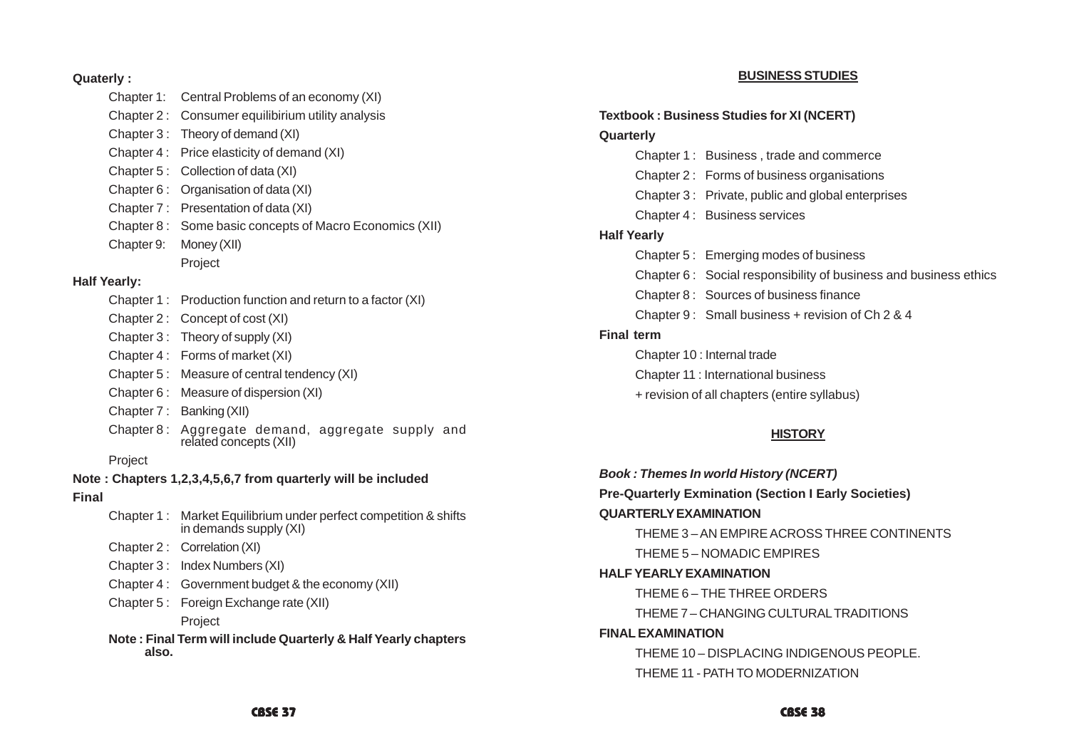**Quaterly :**

- Chapter 1: Central Problems of an economy (XI)
- Chapter 2 : Consumer equilibirium utility analysis
- Chapter 3 : Theory of demand (XI)
- Chapter 4 : Price elasticity of demand (XI)
- Chapter 5 : Collection of data (XI)
- Chapter 6 : Organisation of data (XI)
- Chapter 7 : Presentation of data (XI)
- Chapter 8 : Some basic concepts of Macro Economics (XII)
- Chapter 9: Money (XII)
- Project

**Half Yearly:**

- Chapter 1 : Production function and return to a factor (XI)
- Chapter 2 : Concept of cost (XI)
- Chapter 3 : Theory of supply (XI)
- Chapter 4 : Forms of market (XI)
- Chapter 5 : Measure of central tendency (XI)
- Chapter 6 : Measure of dispersion (XI)
- Chapter 7 : Banking (XII)
- Chapter 8 : Aggregate demand, aggregate supply and related concepts (XII)

Project

**Note : Chapters 1,2,3,4,5,6,7 from quarterly will be included**

**Final**

- Chapter 1 : Market Equilibrium under perfect competition & shifts in demands supply (XI)
- Chapter 2 : Correlation (XI)
- Chapter 3 : Index Numbers (XI)
- Chapter 4 : Government budget & the economy (XII)
- Chapter 5 : Foreign Exchange rate (XII)
- Project

**Note : Final Term will include Quarterly & Half Yearly chapters also.**

## BUSINESS STUDIES

**Textbook : Business Studies for XI (NCERT)**

**Quarterly**

- Chapter 1 : Business , trade and commerce
- Chapter 2 : Forms of business organisations
- Chapter 3 : Private, public and global enterprises
- Chapter 4 : Business services

**Half Yearly**

- Chapter 5 : Emerging modes of business
- Chapter 6 : Social responsibility of business and business ethics
- Chapter 8 : Sources of business finance
- Chapter 9 : Small business + revision of Ch 2 & 4

**Final term**

- Chapter 10 : Internal trade
- Chapter 11 : International business
- + revision of all chapters (entire syllabus)

## HISTORY

***Book : Themes In world History (NCERT)***

**Pre-Quarterly Exmination (Section I Early Societies)**

**QUARTERLY EXAMINATION**

- THEME 3 – AN EMPIRE ACROSS THREE CONTINENTS
- THEME 5 – NOMADIC EMPIRES

**HALF YEARLY EXAMINATION**

- THEME 6 – THE THREE ORDERS
- THEME 7 – CHANGING CULTURAL TRADITIONS

**FINAL EXAMINATION**

- THEME 10 – DISPLACING INDIGENOUS PEOPLE.
- THEME 11 - PATH TO MODERNIZATION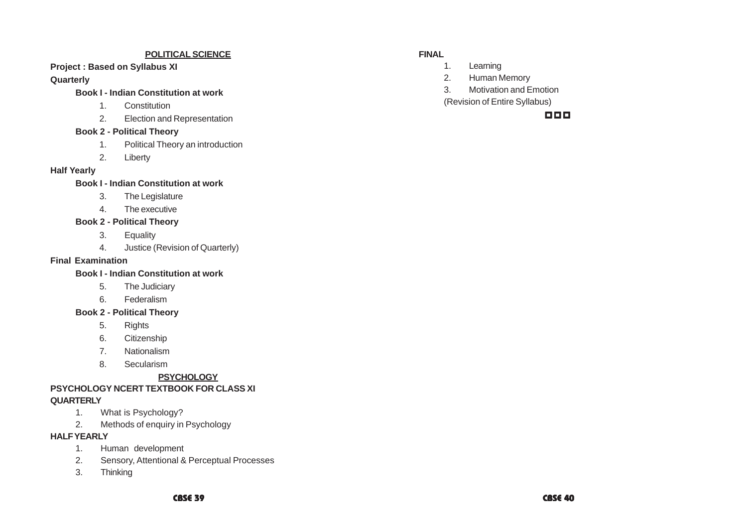## POLITICAL SCIENCE

**Project : Based on Syllabus XI**

**Quarterly**

**Book I - Indian Constitution at work**

1. Constitution
2. Election and Representation

**Book 2 - Political Theory**

1. Political Theory an introduction
2. Liberty

**Half Yearly**

**Book I - Indian Constitution at work**

3. The Legislature
4. The executive

**Book 2 - Political Theory**

3. Equality
4. Justice (Revision of Quarterly)

**Final Examination**

**Book I - Indian Constitution at work**

5. The Judiciary
6. Federalism

**Book 2 - Political Theory**

5. Rights
6. Citizenship
7. Nationalism
8. Secularism

## PSYCHOLOGY

**PSYCHOLOGY NCERT TEXTBOOK FOR CLASS XI**

**QUARTERLY**

1. What is Psychology?
2. Methods of enquiry in Psychology

**HALF YEARLY**

1. Human development
2. Sensory, Attentional & Perceptual Processes
3. Thinking

**FINAL**

1. Learning
2. Human Memory
3. Motivation and Emotion

(Revision of Entire Syllabus)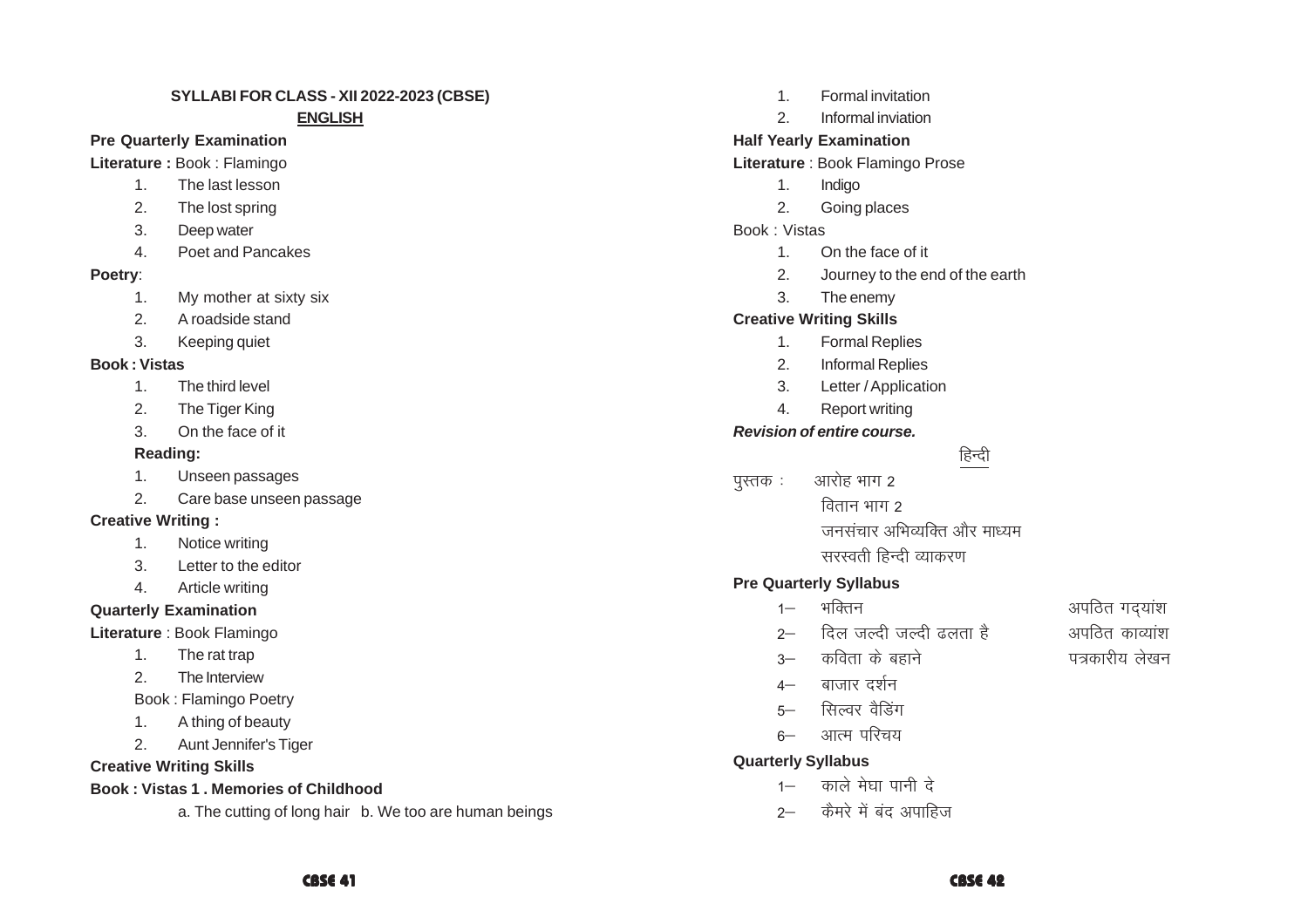## SYLLABI FOR CLASS - XII 2022-2023 (CBSE)

### ENGLISH

**Pre Quarterly Examination**

**Literature :** Book : Flamingo

1. The last lesson
2. The lost spring
3. Deep water
4. Poet and Pancakes

**Poetry**:

1. My mother at sixty six
2. A roadside stand
3. Keeping quiet

**Book : Vistas**

1. The third level
2. The Tiger King
3. On the face of it

**Reading:**

1. Unseen passages
2. Care base unseen passage

**Creative Writing :**

1. Notice writing
3. Letter to the editor
4. Article writing

**Quarterly Examination**

**Literature** : Book Flamingo

1. The rat trap
2. The Interview

Book : Flamingo Poetry

1. A thing of beauty
2. Aunt Jennifer's Tiger

**Creative Writing Skills**

**Book : Vistas 1 . Memories of Childhood**

a. The cutting of long hair b. We too are human beings

1. Formal invitation
2. Informal inviation

**Half Yearly Examination**

**Literature** : Book Flamingo Prose

1. Indigo
2. Going places

Book : Vistas

1. On the face of it
2. Journey to the end of the earth
3. The enemy

**Creative Writing Skills**

1. Formal Replies
2. Informal Replies
3. Letter / Application
4. Report writing

***Revision of entire course.***

### हिन्दी

पुस्तक : आरोह भाग 2

वितान भाग 2

जनसंचार अभिव्यक्ति और माध्यम

सरस्वती हिन्दी व्याकरण

**Pre Quarterly Syllabus**

1– भक्तिन
2– दिल जल्दी जल्दी ढलता है
3– कविता के बहाने
4– बाजार दर्शन
5– सिल्वर वैडिंग
6– आत्म परिचय

अपठित गद्यांश

अपठित काव्यांश

पत्रकारीय लेखन

**Quarterly Syllabus**

1– काले मेघा पानी दे
2– कैमरे में बंद अपाहिज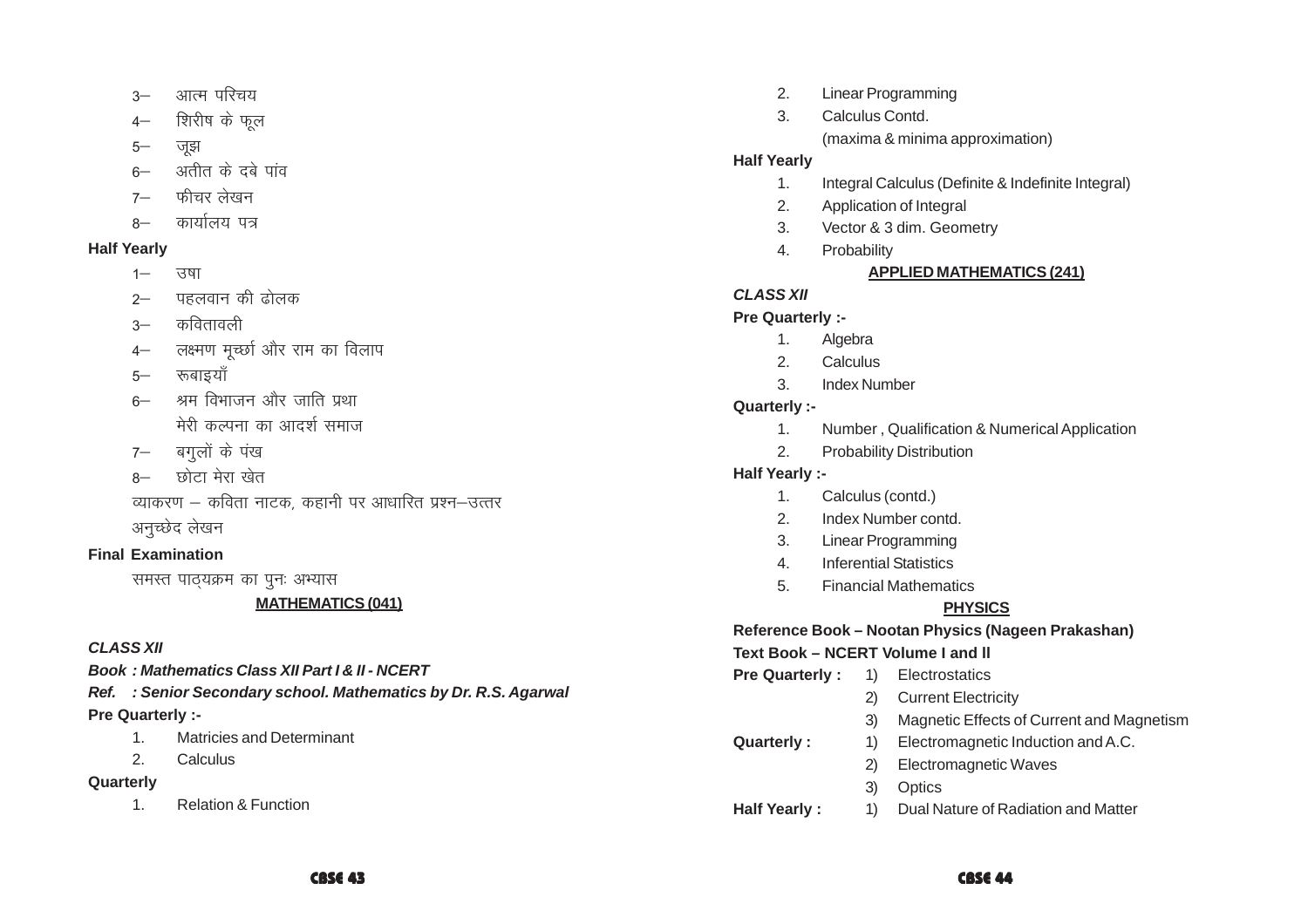3– आत्म परिचय

4– शिरीष के फूल

5– जूझ

6– अतीत के दबे पांव

7– फीचर लेखन

8– कार्यालय पत्र

**Half Yearly**

1– उषा

2– पहलवान की ढोलक

3– कवितावली

4– लक्ष्मण मूर्च्छा और राम का विलाप

5– रूबाइयाँ

6– श्रम विभाजन और जाति प्रथा
मेरी कल्पना का आदर्श समाज

7– बगुलों के पंख

8– छोटा मेरा खेत

व्याकरण – कविता नाटक, कहानी पर आधारित प्रश्न–उत्तर

अनुच्छेद लेखन

**Final Examination**

समस्त पाठ्यक्रम का पुनः अभ्यास

## MATHEMATICS (041)

***CLASS XII***

***Book : Mathematics Class XII Part I & II - NCERT***

***Ref. : Senior Secondary school. Mathematics by Dr. R.S. Agarwal***

**Pre Quarterly :-**

1. Matricies and Determinant
2. Calculus

**Quarterly**

1. Relation & Function
2. Linear Programming
3. Calculus Contd.
   (maxima & minima approximation)

**Half Yearly**

1. Integral Calculus (Definite & Indefinite Integral)
2. Application of Integral
3. Vector & 3 dim. Geometry
4. Probability

## APPLIED MATHEMATICS (241)

***CLASS XII***

**Pre Quarterly :-**

1. Algebra
2. Calculus
3. Index Number

**Quarterly :-**

1. Number , Qualification & Numerical Application
2. Probability Distribution

**Half Yearly :-**

1. Calculus (contd.)
2. Index Number contd.
3. Linear Programming
4. Inferential Statistics
5. Financial Mathematics

## PHYSICS

**Reference Book – Nootan Physics (Nageen Prakashan)**

**Text Book – NCERT Volume I and II**

**Pre Quarterly :**
1) Electrostatics
2) Current Electricity
3) Magnetic Effects of Current and Magnetism

**Quarterly :**
1) Electromagnetic Induction and A.C.
2) Electromagnetic Waves
3) Optics

**Half Yearly :**
1) Dual Nature of Radiation and Matter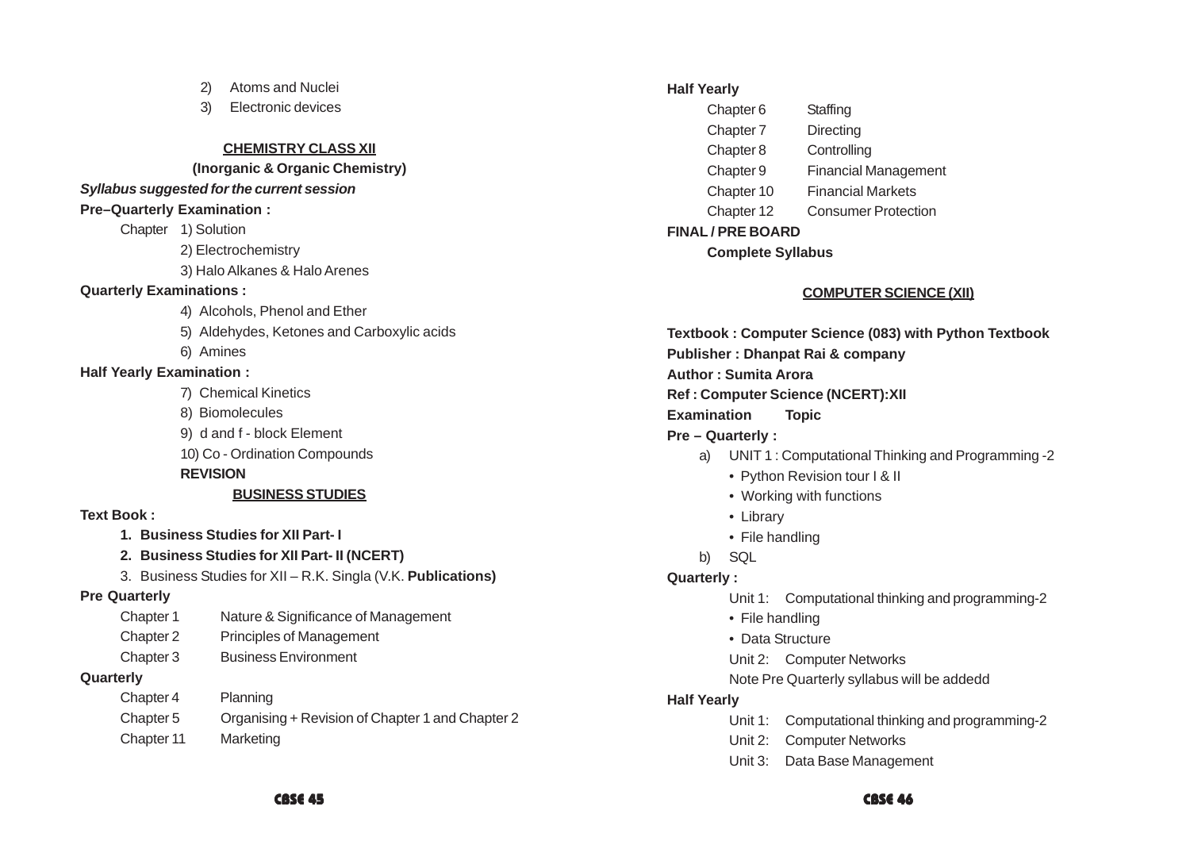2) Atoms and Nuclei
3) Electronic devices

## CHEMISTRY CLASS XII

**(Inorganic & Organic Chemistry)**

***Syllabus suggested for the current session***

**Pre–Quarterly Examination :**

Chapter 1) Solution
2) Electrochemistry
3) Halo Alkanes & Halo Arenes

**Quarterly Examinations :**

4) Alcohols, Phenol and Ether
5) Aldehydes, Ketones and Carboxylic acids
6) Amines

**Half Yearly Examination :**

7) Chemical Kinetics
8) Biomolecules
9) d and f - block Element
10) Co - Ordination Compounds

**REVISION**

## BUSINESS STUDIES

**Text Book :**

1. **Business Studies for XII Part- I**
2. **Business Studies for XII Part- II (NCERT)**
3. Business Studies for XII – R.K. Singla (V.K. **Publications)**

**Pre Quarterly**

| | |
|---|---|
| Chapter 1 | Nature & Significance of Management |
| Chapter 2 | Principles of Management |
| Chapter 3 | Business Environment |

**Quarterly**

| | |
|---|---|
| Chapter 4 | Planning |
| Chapter 5 | Organising + Revision of Chapter 1 and Chapter 2 |
| Chapter 11 | Marketing |

**Half Yearly**

| | |
|---|---|
| Chapter 6 | Staffing |
| Chapter 7 | Directing |
| Chapter 8 | Controlling |
| Chapter 9 | Financial Management |
| Chapter 10 | Financial Markets |
| Chapter 12 | Consumer Protection |

**FINAL / PRE BOARD**

**Complete Syllabus**

## COMPUTER SCIENCE (XII)

**Textbook : Computer Science (083) with Python Textbook**
**Publisher : Dhanpat Rai & company**
**Author : Sumita Arora**
**Ref : Computer Science (NCERT):XII**

**Examination Topic**

**Pre – Quarterly :**

a) UNIT 1 : Computational Thinking and Programming -2
 - Python Revision tour I & II
 - Working with functions
 - Library
 - File handling

b) SQL

**Quarterly :**

Unit 1: Computational thinking and programming-2
- File handling
- Data Structure

Unit 2: Computer Networks

Note Pre Quarterly syllabus will be addedd

**Half Yearly**

Unit 1: Computational thinking and programming-2
Unit 2: Computer Networks
Unit 3: Data Base Management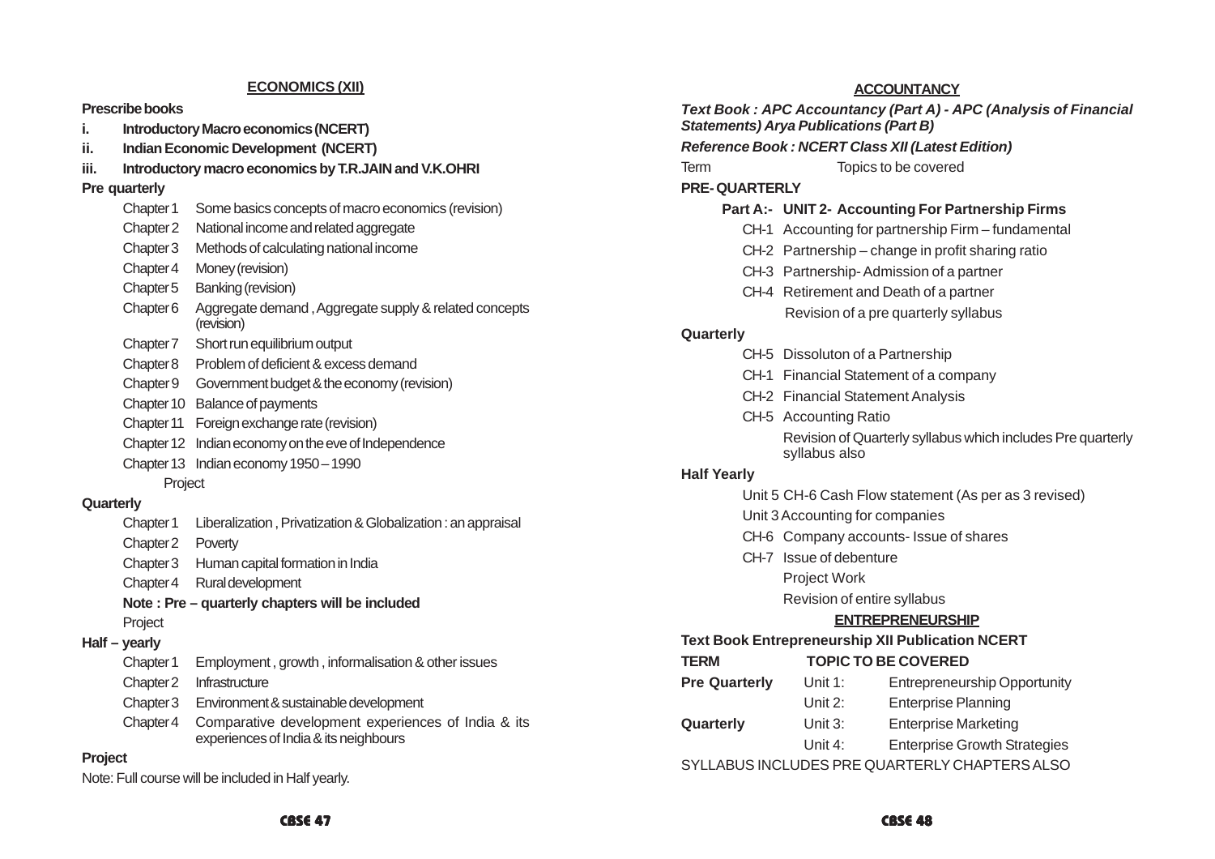## ECONOMICS (XII)

**Prescribe books**

- **i. Introductory Macro economics (NCERT)**
- **ii. Indian Economic Development (NCERT)**
- **iii. Introductory macro economics by T.R.JAIN and V.K.OHRI**

**Pre quarterly**

- Chapter 1 Some basics concepts of macro economics (revision)
- Chapter 2 National income and related aggregate
- Chapter 3 Methods of calculating national income
- Chapter 4 Money (revision)
- Chapter 5 Banking (revision)
- Chapter 6 Aggregate demand , Aggregate supply & related concepts (revision)
- Chapter 7 Short run equilibrium output
- Chapter 8 Problem of deficient & excess demand
- Chapter 9 Government budget & the economy (revision)
- Chapter 10 Balance of payments
- Chapter 11 Foreign exchange rate (revision)
- Chapter 12 Indian economy on the eve of Independence
- Chapter 13 Indian economy 1950 – 1990

Project

**Quarterly**

- Chapter 1 Liberalization , Privatization & Globalization : an appraisal
- Chapter 2 Poverty
- Chapter 3 Human capital formation in India
- Chapter 4 Rural development

**Note : Pre – quarterly chapters will be included**

Project

**Half – yearly**

- Chapter 1 Employment , growth , informalisation & other issues
- Chapter 2 Infrastructure
- Chapter 3 Environment & sustainable development
- Chapter 4 Comparative development experiences of India & its experiences of India & its neighbours

**Project**

Note: Full course will be included in Half yearly.

## ACCOUNTANCY

***Text Book : APC Accountancy (Part A) - APC (Analysis of Financial Statements) Arya Publications (Part B)***

***Reference Book : NCERT Class XII (Latest Edition)***

Term Topics to be covered

**PRE- QUARTERLY**

**Part A:- UNIT 2- Accounting For Partnership Firms**

- CH-1 Accounting for partnership Firm – fundamental
- CH-2 Partnership – change in profit sharing ratio
- CH-3 Partnership- Admission of a partner
- CH-4 Retirement and Death of a partner

Revision of a pre quarterly syllabus

**Quarterly**

- CH-5 Dissoluton of a Partnership
- CH-1 Financial Statement of a company
- CH-2 Financial Statement Analysis
- CH-5 Accounting Ratio

Revision of Quarterly syllabus which includes Pre quarterly syllabus also

**Half Yearly**

- Unit 5 CH-6 Cash Flow statement (As per as 3 revised)
- Unit 3 Accounting for companies
- CH-6 Company accounts- Issue of shares
- CH-7 Issue of debenture

Project Work

Revision of entire syllabus

## ENTREPRENEURSHIP

**Text Book Entrepreneurship XII Publication NCERT**

| TERM | TOPIC TO BE COVERED | |
|---|---|---|
| **Pre Quarterly** | Unit 1: | Entrepreneurship Opportunity |
| | Unit 2: | Enterprise Planning |
| **Quarterly** | Unit 3: | Enterprise Marketing |
| | Unit 4: | Enterprise Growth Strategies |

SYLLABUS INCLUDES PRE QUARTERLY CHAPTERS ALSO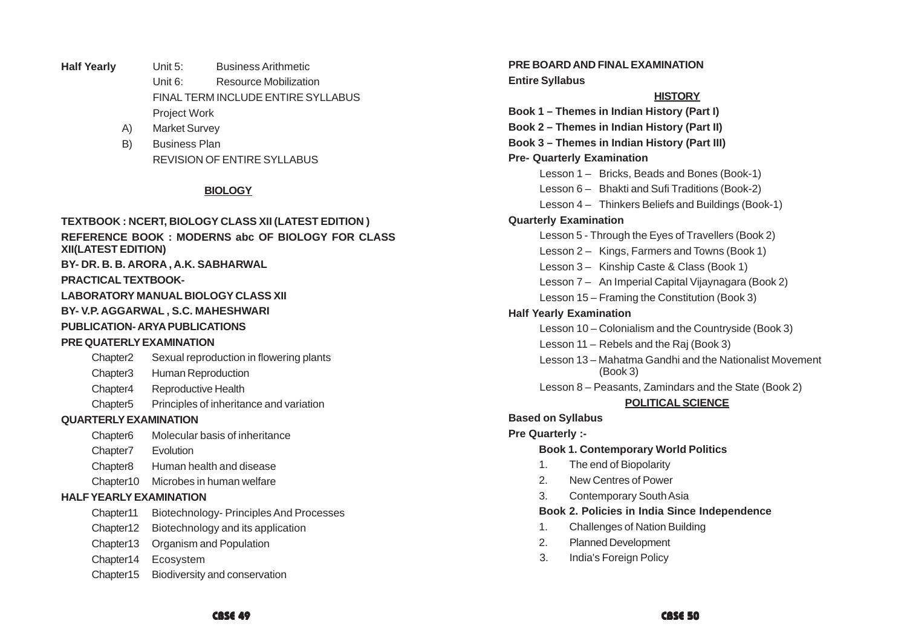**Half Yearly**

Unit 5: Business Arithmetic

Unit 6: Resource Mobilization

FINAL TERM INCLUDE ENTIRE SYLLABUS

Project Work

A) Market Survey

B) Business Plan

REVISION OF ENTIRE SYLLABUS

## BIOLOGY

**TEXTBOOK : NCERT, BIOLOGY CLASS XII (LATEST EDITION )**

**REFERENCE BOOK : MODERNS abc OF BIOLOGY FOR CLASS XII(LATEST EDITION)**

**BY- DR. B. B. ARORA , A.K. SABHARWAL**

**PRACTICAL TEXTBOOK-**

**LABORATORY MANUAL BIOLOGY CLASS XII**

**BY- V.P. AGGARWAL , S.C. MAHESHWARI**

**PUBLICATION- ARYA PUBLICATIONS**

**PRE QUATERLY EXAMINATION**

- Chapter2 Sexual reproduction in flowering plants
- Chapter3 Human Reproduction
- Chapter4 Reproductive Health
- Chapter5 Principles of inheritance and variation

**QUARTERLY EXAMINATION**

- Chapter6 Molecular basis of inheritance
- Chapter7 Evolution
- Chapter8 Human health and disease
- Chapter10 Microbes in human welfare

**HALF YEARLY EXAMINATION**

- Chapter11 Biotechnology- Principles And Processes
- Chapter12 Biotechnology and its application
- Chapter13 Organism and Population
- Chapter14 Ecosystem
- Chapter15 Biodiversity and conservation

**PRE BOARD AND FINAL EXAMINATION**

**Entire Syllabus**

## HISTORY

**Book 1 – Themes in Indian History (Part I)**

**Book 2 – Themes in Indian History (Part II)**

**Book 3 – Themes in Indian History (Part III)**

**Pre- Quarterly Examination**

- Lesson 1 – Bricks, Beads and Bones (Book-1)
- Lesson 6 – Bhakti and Sufi Traditions (Book-2)
- Lesson 4 – Thinkers Beliefs and Buildings (Book-1)

**Quarterly Examination**

- Lesson 5 - Through the Eyes of Travellers (Book 2)
- Lesson 2 – Kings, Farmers and Towns (Book 1)
- Lesson 3 – Kinship Caste & Class (Book 1)
- Lesson 7 – An Imperial Capital Vijaynagara (Book 2)
- Lesson 15 – Framing the Constitution (Book 3)

**Half Yearly Examination**

- Lesson 10 – Colonialism and the Countryside (Book 3)
- Lesson 11 – Rebels and the Raj (Book 3)
- Lesson 13 – Mahatma Gandhi and the Nationalist Movement (Book 3)
- Lesson 8 – Peasants, Zamindars and the State (Book 2)

## POLITICAL SCIENCE

**Based on Syllabus**

**Pre Quarterly :-**

**Book 1. Contemporary World Politics**

1. The end of Biopolarity
2. New Centres of Power
3. Contemporary South Asia

**Book 2. Policies in India Since Independence**

1. Challenges of Nation Building
2. Planned Development
3. India's Foreign Policy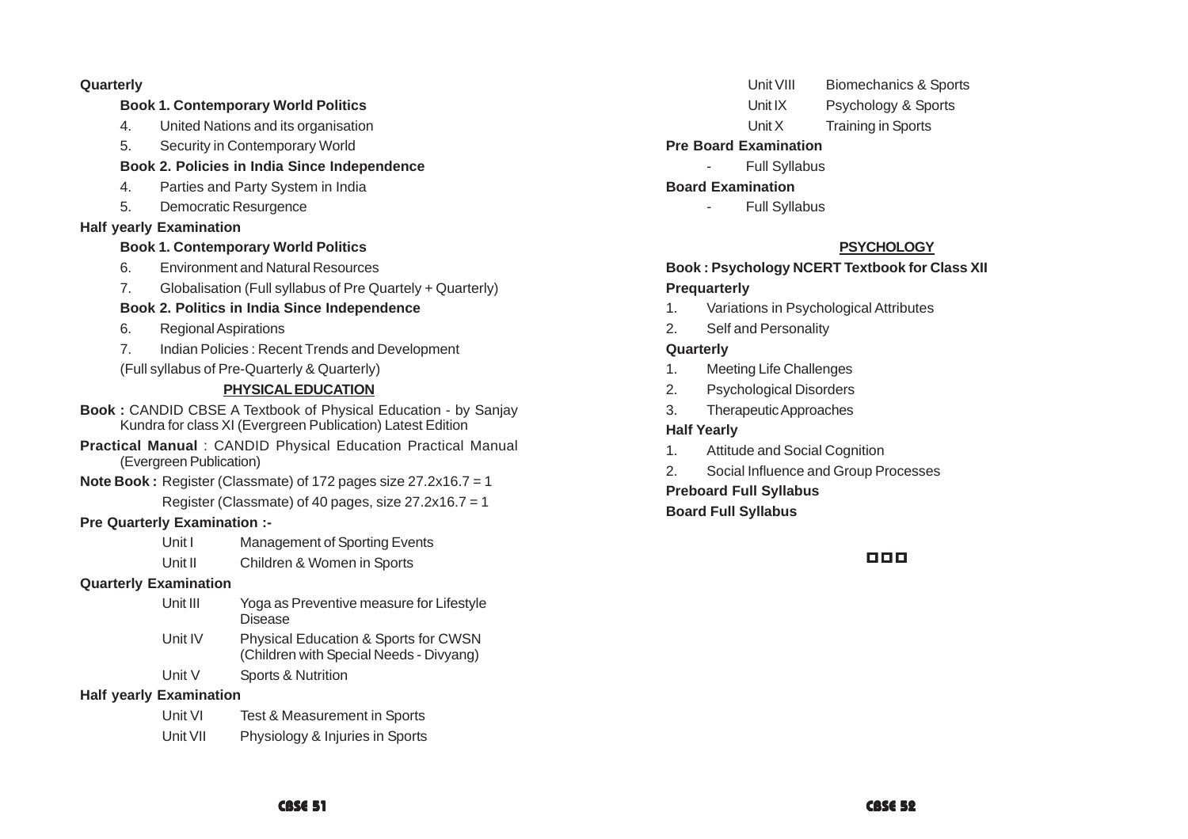**Quarterly**

**Book 1. Contemporary World Politics**

4. United Nations and its organisation
5. Security in Contemporary World

**Book 2. Policies in India Since Independence**

4. Parties and Party System in India
5. Democratic Resurgence

**Half yearly Examination**

**Book 1. Contemporary World Politics**

6. Environment and Natural Resources
7. Globalisation (Full syllabus of Pre Quartely + Quarterly)

**Book 2. Politics in India Since Independence**

6. Regional Aspirations
7. Indian Policies : Recent Trends and Development

(Full syllabus of Pre-Quarterly & Quarterly)

## PHYSICAL EDUCATION

**Book :** CANDID CBSE A Textbook of Physical Education - by Sanjay Kundra for class XI (Evergreen Publication) Latest Edition

**Practical Manual** : CANDID Physical Education Practical Manual (Evergreen Publication)

**Note Book :** Register (Classmate) of 172 pages size 27.2x16.7 = 1
Register (Classmate) of 40 pages, size 27.2x16.7 = 1

**Pre Quarterly Examination :-**

- Unit I — Management of Sporting Events
- Unit II — Children & Women in Sports

**Quarterly Examination**

- Unit III — Yoga as Preventive measure for Lifestyle Disease
- Unit IV — Physical Education & Sports for CWSN (Children with Special Needs - Divyang)
- Unit V — Sports & Nutrition

**Half yearly Examination**

- Unit VI — Test & Measurement in Sports
- Unit VII — Physiology & Injuries in Sports
- Unit VIII — Biomechanics & Sports
- Unit IX — Psychology & Sports
- Unit X — Training in Sports

**Pre Board Examination**

- Full Syllabus

**Board Examination**

- Full Syllabus

## PSYCHOLOGY

**Book : Psychology NCERT Textbook for Class XII**

**Prequarterly**

1. Variations in Psychological Attributes
2. Self and Personality

**Quarterly**

1. Meeting Life Challenges
2. Psychological Disorders
3. Therapeutic Approaches

**Half Yearly**

1. Attitude and Social Cognition
2. Social Influence and Group Processes

**Preboard Full Syllabus**

**Board Full Syllabus**